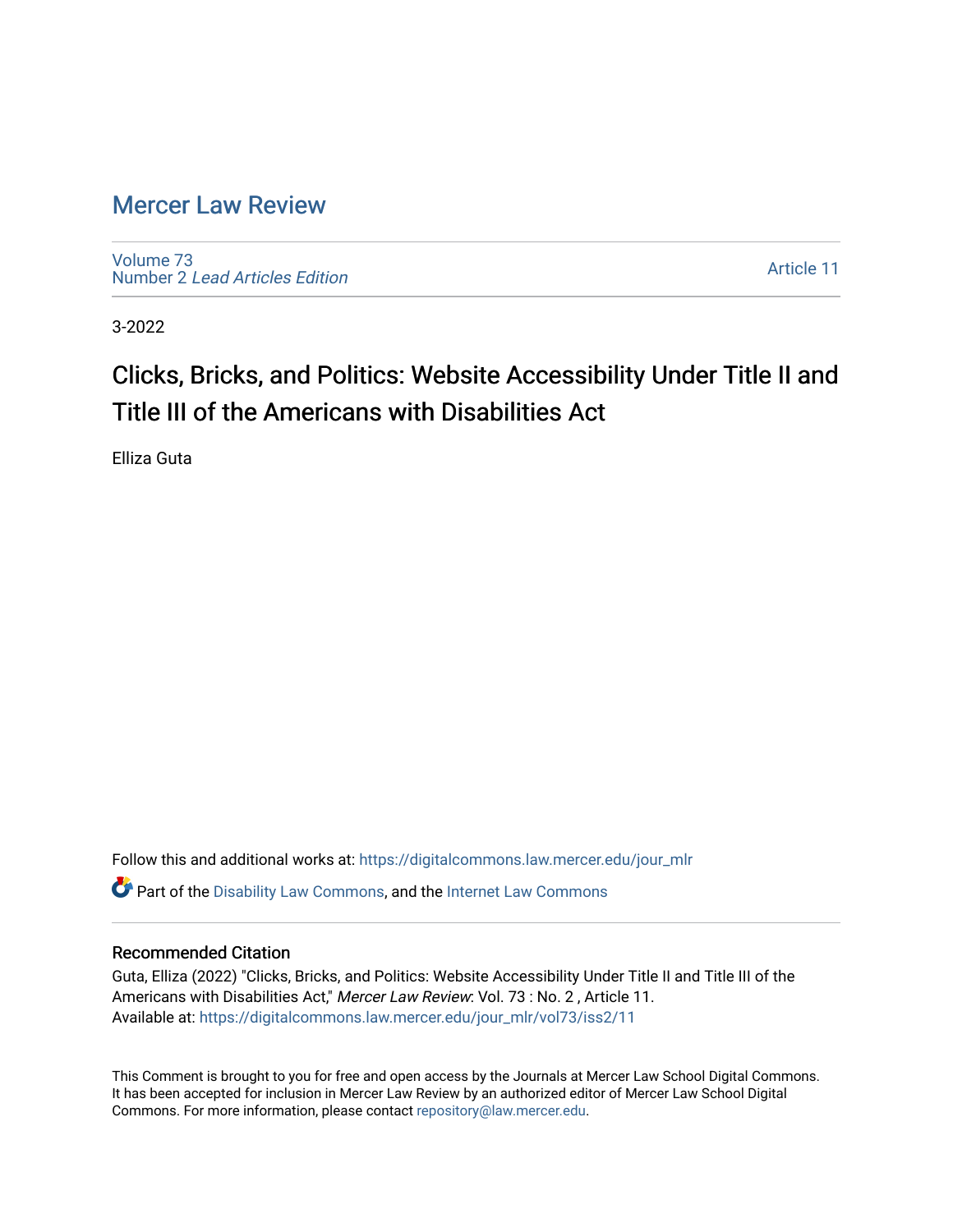# Mercer Law Review

Volume 73
Number 2 *Lead Articles Edition*

Article 11

3-2022

## Clicks, Bricks, and Politics: Website Accessibility Under Title II and Title III of the Americans with Disabilities Act

Elliza Guta

Follow this and additional works at: https://digitalcommons.law.mercer.edu/jour_mlr

Part of the Disability Law Commons, and the Internet Law Commons

### Recommended Citation

Guta, Elliza (2022) "Clicks, Bricks, and Politics: Website Accessibility Under Title II and Title III of the Americans with Disabilities Act," *Mercer Law Review*: Vol. 73 : No. 2 , Article 11.
Available at: https://digitalcommons.law.mercer.edu/jour_mlr/vol73/iss2/11

This Comment is brought to you for free and open access by the Journals at Mercer Law School Digital Commons. It has been accepted for inclusion in Mercer Law Review by an authorized editor of Mercer Law School Digital Commons. For more information, please contact repository@law.mercer.edu.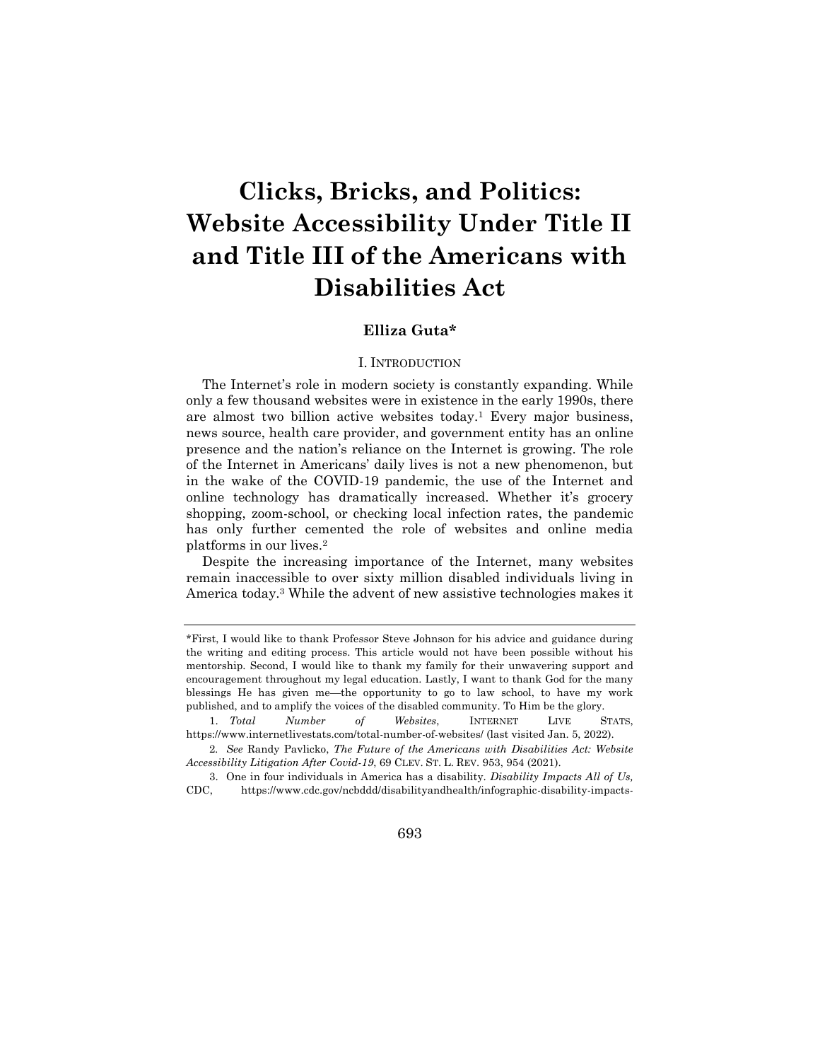# Clicks, Bricks, and Politics: Website Accessibility Under Title II and Title III of the Americans with Disabilities Act

**Elliza Guta***

## I. INTRODUCTION

The Internet's role in modern society is constantly expanding. While only a few thousand websites were in existence in the early 1990s, there are almost two billion active websites today.[1] Every major business, news source, health care provider, and government entity has an online presence and the nation's reliance on the Internet is growing. The role of the Internet in Americans' daily lives is not a new phenomenon, but in the wake of the COVID-19 pandemic, the use of the Internet and online technology has dramatically increased. Whether it's grocery shopping, zoom-school, or checking local infection rates, the pandemic has only further cemented the role of websites and online media platforms in our lives.[2]

Despite the increasing importance of the Internet, many websites remain inaccessible to over sixty million disabled individuals living in America today.[3] While the advent of new assistive technologies makes it

---

*First, I would like to thank Professor Steve Johnson for his advice and guidance during the writing and editing process. This article would not have been possible without his mentorship. Second, I would like to thank my family for their unwavering support and encouragement throughout my legal education. Lastly, I want to thank God for the many blessings He has given me—the opportunity to go to law school, to have my work published, and to amplify the voices of the disabled community. To Him be the glory.

1. *Total Number of Websites*, INTERNET LIVE STATS, https://www.internetlivestats.com/total-number-of-websites/ (last visited Jan. 5, 2022).

2. *See* Randy Pavlicko, *The Future of the Americans with Disabilities Act: Website Accessibility Litigation After Covid-19*, 69 CLEV. ST. L. REV. 953, 954 (2021).

3. One in four individuals in America has a disability. *Disability Impacts All of Us,* CDC, https://www.cdc.gov/ncbddd/disabilityandhealth/infographic-disability-impacts-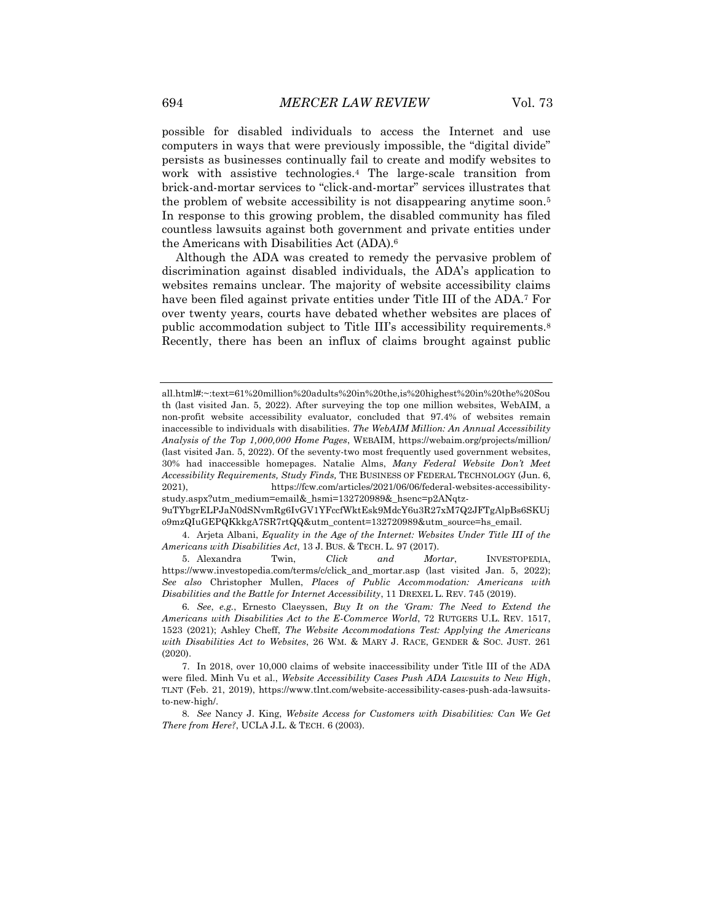possible for disabled individuals to access the Internet and use computers in ways that were previously impossible, the "digital divide" persists as businesses continually fail to create and modify websites to work with assistive technologies.[4] The large-scale transition from brick-and-mortar services to "click-and-mortar" services illustrates that the problem of website accessibility is not disappearing anytime soon.[5] In response to this growing problem, the disabled community has filed countless lawsuits against both government and private entities under the Americans with Disabilities Act (ADA).[6]

Although the ADA was created to remedy the pervasive problem of discrimination against disabled individuals, the ADA's application to websites remains unclear. The majority of website accessibility claims have been filed against private entities under Title III of the ADA.[7] For over twenty years, courts have debated whether websites are places of public accommodation subject to Title III's accessibility requirements.[8] Recently, there has been an influx of claims brought against public

---

all.html#:~:text=61%20million%20adults%20in%20the,is%20highest%20in%20the%20South (last visited Jan. 5, 2022). After surveying the top one million websites, WebAIM, a non-profit website accessibility evaluator, concluded that 97.4% of websites remain inaccessible to individuals with disabilities. *The WebAIM Million: An Annual Accessibility Analysis of the Top 1,000,000 Home Pages*, WEBAIM, https://webaim.org/projects/million/ (last visited Jan. 5, 2022). Of the seventy-two most frequently used government websites, 30% had inaccessible homepages. Natalie Alms, *Many Federal Website Don't Meet Accessibility Requirements, Study Finds,* THE BUSINESS OF FEDERAL TECHNOLOGY (Jun. 6, 2021), https://fcw.com/articles/2021/06/06/federal-websites-accessibility-study.aspx?utm_medium=email&_hsmi=132720989&_hsenc=p2ANqtz-9uTYbgrELPJaN0dSNvmRg6IvGV1YFccfWktEsk9MdcY6u3R27xM7Q2JFTgAlpBs6SKUjo9mzQIuGEPQKkkgA7SR7rtQQ&utm_content=132720989&utm_source=hs_email.

4. Arjeta Albani, *Equality in the Age of the Internet: Websites Under Title III of the Americans with Disabilities Act*, 13 J. BUS. & TECH. L. 97 (2017).

5. Alexandra Twin, *Click and Mortar*, INVESTOPEDIA, https://www.investopedia.com/terms/c/click_and_mortar.asp (last visited Jan. 5, 2022); *See also* Christopher Mullen, *Places of Public Accommodation: Americans with Disabilities and the Battle for Internet Accessibility*, 11 DREXEL L. REV. 745 (2019).

6. *See*, *e.g.*, Ernesto Claeyssen, *Buy It on the 'Gram: The Need to Extend the Americans with Disabilities Act to the E-Commerce World*, 72 RUTGERS U.L. REV. 1517, 1523 (2021); Ashley Cheff, *The Website Accommodations Test: Applying the Americans with Disabilities Act to Websites*, 26 WM. & MARY J. RACE, GENDER & SOC. JUST. 261 (2020).

7. In 2018, over 10,000 claims of website inaccessibility under Title III of the ADA were filed. Minh Vu et al., *Website Accessibility Cases Push ADA Lawsuits to New High*, TLNT (Feb. 21, 2019), https://www.tlnt.com/website-accessibility-cases-push-ada-lawsuits-to-new-high/.

8. *See* Nancy J. King, *Website Access for Customers with Disabilities: Can We Get There from Here?*, UCLA J.L. & TECH. 6 (2003).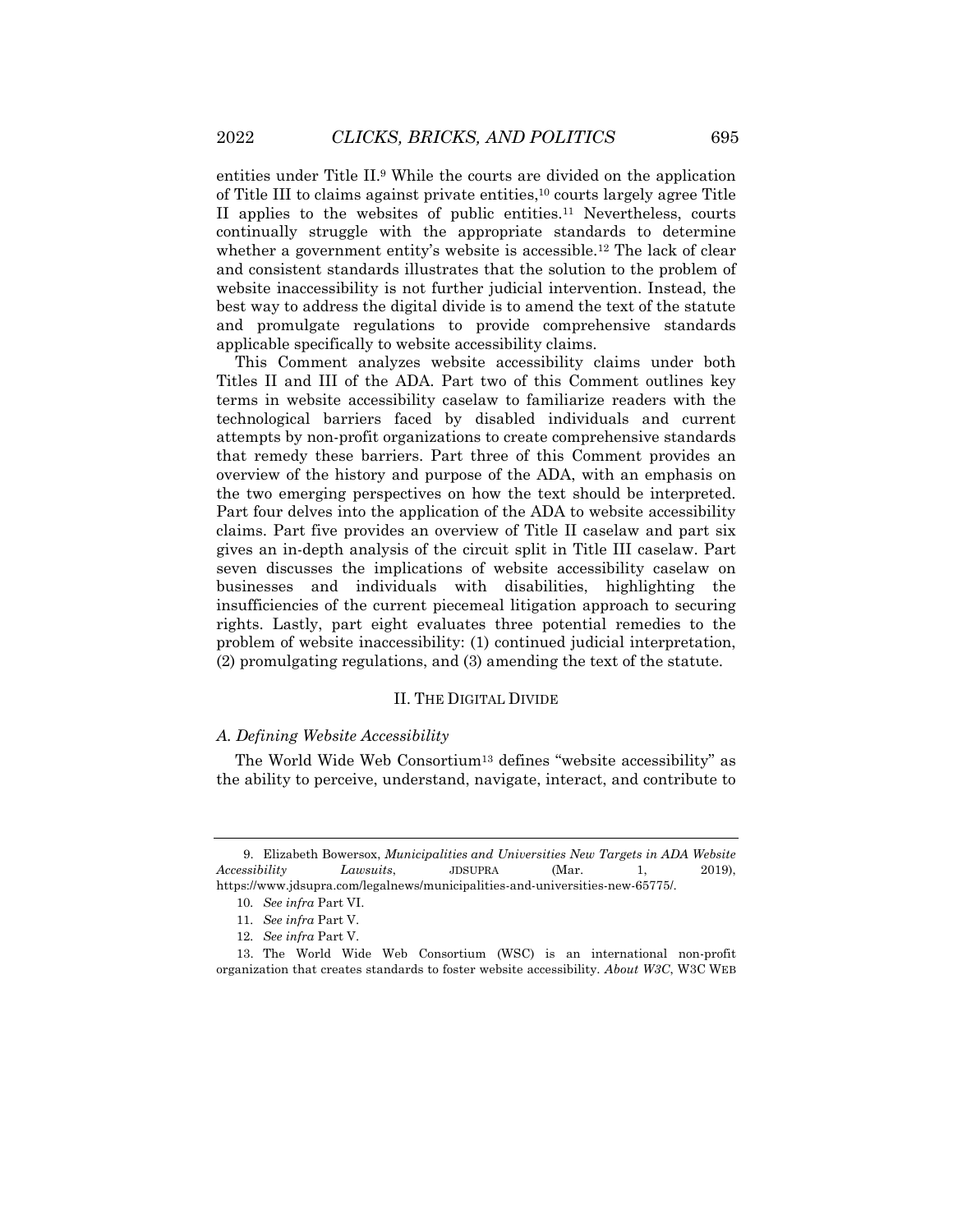entities under Title II.[9] While the courts are divided on the application of Title III to claims against private entities,[10] courts largely agree Title II applies to the websites of public entities.[11] Nevertheless, courts continually struggle with the appropriate standards to determine whether a government entity's website is accessible.[12] The lack of clear and consistent standards illustrates that the solution to the problem of website inaccessibility is not further judicial intervention. Instead, the best way to address the digital divide is to amend the text of the statute and promulgate regulations to provide comprehensive standards applicable specifically to website accessibility claims.

This Comment analyzes website accessibility claims under both Titles II and III of the ADA. Part two of this Comment outlines key terms in website accessibility caselaw to familiarize readers with the technological barriers faced by disabled individuals and current attempts by non-profit organizations to create comprehensive standards that remedy these barriers. Part three of this Comment provides an overview of the history and purpose of the ADA, with an emphasis on the two emerging perspectives on how the text should be interpreted. Part four delves into the application of the ADA to website accessibility claims. Part five provides an overview of Title II caselaw and part six gives an in-depth analysis of the circuit split in Title III caselaw. Part seven discusses the implications of website accessibility caselaw on businesses and individuals with disabilities, highlighting the insufficiencies of the current piecemeal litigation approach to securing rights. Lastly, part eight evaluates three potential remedies to the problem of website inaccessibility: (1) continued judicial interpretation, (2) promulgating regulations, and (3) amending the text of the statute.

## II. THE DIGITAL DIVIDE

### *A. Defining Website Accessibility*

The World Wide Web Consortium[13] defines "website accessibility" as the ability to perceive, understand, navigate, interact, and contribute to

---

9. Elizabeth Bowersox, *Municipalities and Universities New Targets in ADA Website Accessibility Lawsuits*, JDSUPRA (Mar. 1, 2019), https://www.jdsupra.com/legalnews/municipalities-and-universities-new-65775/.

10. *See infra* Part VI.

11. *See infra* Part V.

12. *See infra* Part V.

13. The World Wide Web Consortium (WSC) is an international non-profit organization that creates standards to foster website accessibility. *About W3C*, W3C WEB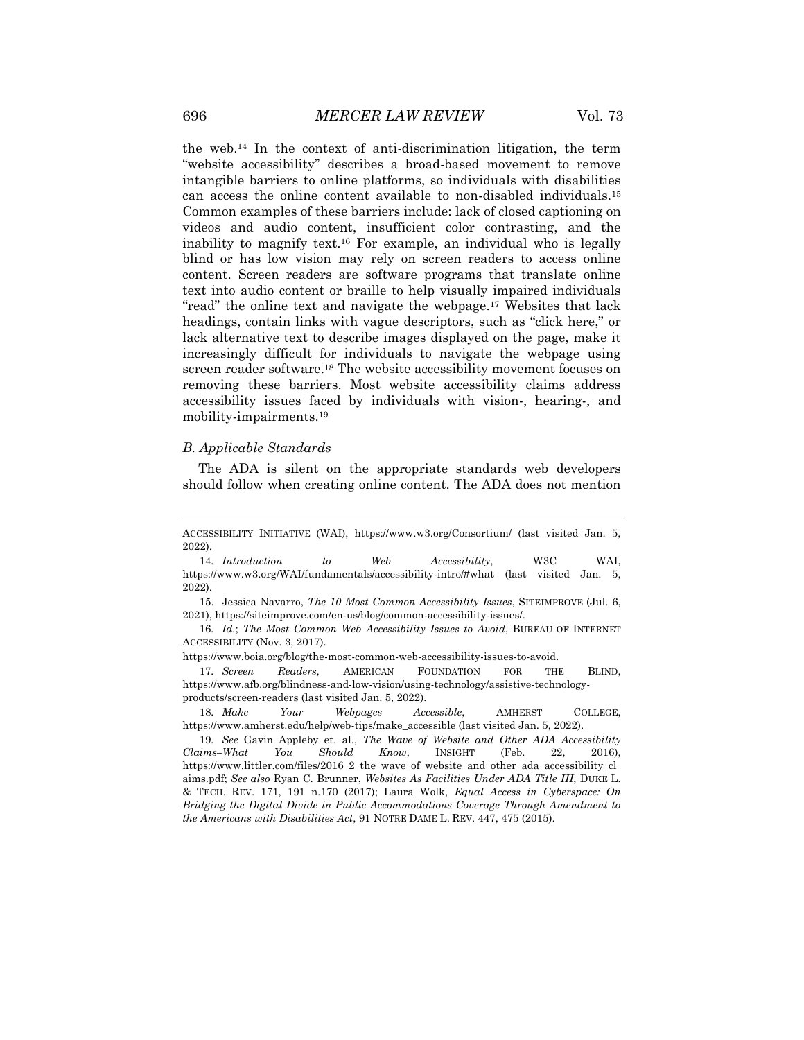the web.[14] In the context of anti-discrimination litigation, the term "website accessibility" describes a broad-based movement to remove intangible barriers to online platforms, so individuals with disabilities can access the online content available to non-disabled individuals.[15] Common examples of these barriers include: lack of closed captioning on videos and audio content, insufficient color contrasting, and the inability to magnify text.[16] For example, an individual who is legally blind or has low vision may rely on screen readers to access online content. Screen readers are software programs that translate online text into audio content or braille to help visually impaired individuals "read" the online text and navigate the webpage.[17] Websites that lack headings, contain links with vague descriptors, such as "click here," or lack alternative text to describe images displayed on the page, make it increasingly difficult for individuals to navigate the webpage using screen reader software.[18] The website accessibility movement focuses on removing these barriers. Most website accessibility claims address accessibility issues faced by individuals with vision-, hearing-, and mobility-impairments.[19]

### *B. Applicable Standards*

The ADA is silent on the appropriate standards web developers should follow when creating online content. The ADA does not mention

---

ACCESSIBILITY INITIATIVE (WAI), https://www.w3.org/Consortium/ (last visited Jan. 5, 2022).

14. *Introduction to Web Accessibility*, W3C WAI, https://www.w3.org/WAI/fundamentals/accessibility-intro/#what (last visited Jan. 5, 2022).

15. Jessica Navarro, *The 10 Most Common Accessibility Issues*, SITEIMPROVE (Jul. 6, 2021), https://siteimprove.com/en-us/blog/common-accessibility-issues/.

16. *Id.*; *The Most Common Web Accessibility Issues to Avoid*, BUREAU OF INTERNET ACCESSIBILITY (Nov. 3, 2017).

https://www.boia.org/blog/the-most-common-web-accessibility-issues-to-avoid.

17. *Screen Readers*, AMERICAN FOUNDATION FOR THE BLIND, https://www.afb.org/blindness-and-low-vision/using-technology/assistive-technology-products/screen-readers (last visited Jan. 5, 2022).

18. *Make Your Webpages Accessible*, AMHERST COLLEGE, https://www.amherst.edu/help/web-tips/make_accessible (last visited Jan. 5, 2022).

19. *See* Gavin Appleby et. al., *The Wave of Website and Other ADA Accessibility Claims–What You Should Know*, INSIGHT (Feb. 22, 2016), https://www.littler.com/files/2016_2_the_wave_of_website_and_other_ada_accessibility_claims.pdf; *See also* Ryan C. Brunner, *Websites As Facilities Under ADA Title III*, DUKE L. & TECH. REV. 171, 191 n.170 (2017); Laura Wolk, *Equal Access in Cyberspace: On Bridging the Digital Divide in Public Accommodations Coverage Through Amendment to the Americans with Disabilities Act*, 91 NOTRE DAME L. REV. 447, 475 (2015).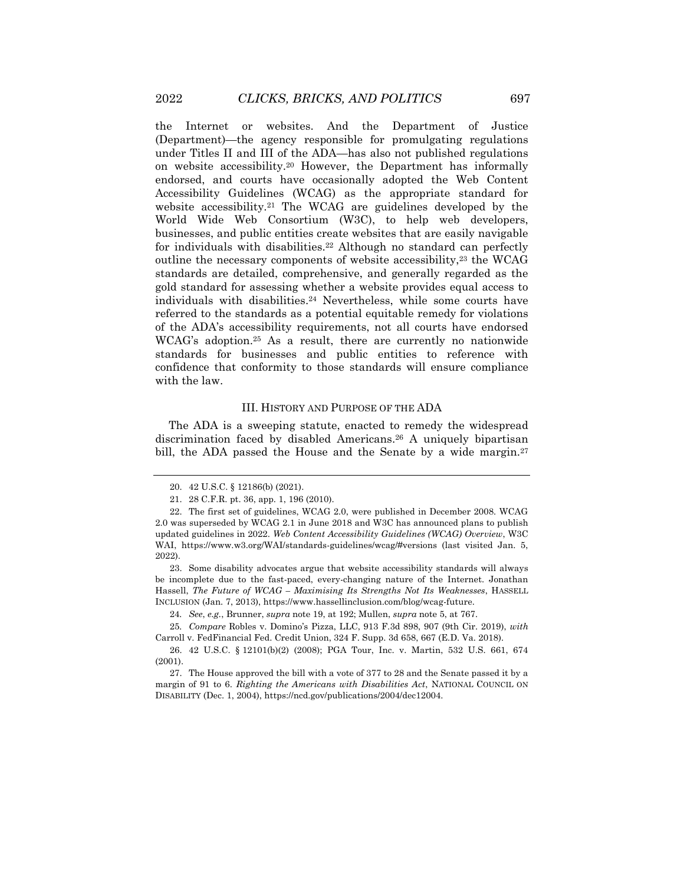the Internet or websites. And the Department of Justice (Department)—the agency responsible for promulgating regulations under Titles II and III of the ADA—has also not published regulations on website accessibility.[20] However, the Department has informally endorsed, and courts have occasionally adopted the Web Content Accessibility Guidelines (WCAG) as the appropriate standard for website accessibility.[21] The WCAG are guidelines developed by the World Wide Web Consortium (W3C), to help web developers, businesses, and public entities create websites that are easily navigable for individuals with disabilities.[22] Although no standard can perfectly outline the necessary components of website accessibility,[23] the WCAG standards are detailed, comprehensive, and generally regarded as the gold standard for assessing whether a website provides equal access to individuals with disabilities.[24] Nevertheless, while some courts have referred to the standards as a potential equitable remedy for violations of the ADA's accessibility requirements, not all courts have endorsed WCAG's adoption.[25] As a result, there are currently no nationwide standards for businesses and public entities to reference with confidence that conformity to those standards will ensure compliance with the law.

## III. HISTORY AND PURPOSE OF THE ADA

The ADA is a sweeping statute, enacted to remedy the widespread discrimination faced by disabled Americans.[26] A uniquely bipartisan bill, the ADA passed the House and the Senate by a wide margin.[27]

---

20. 42 U.S.C. § 12186(b) (2021).

21. 28 C.F.R. pt. 36, app. 1, 196 (2010).

22. The first set of guidelines, WCAG 2.0, were published in December 2008. WCAG 2.0 was superseded by WCAG 2.1 in June 2018 and W3C has announced plans to publish updated guidelines in 2022. *Web Content Accessibility Guidelines (WCAG) Overview*, W3C WAI, https://www.w3.org/WAI/standards-guidelines/wcag/#versions (last visited Jan. 5, 2022).

23. Some disability advocates argue that website accessibility standards will always be incomplete due to the fast-paced, every-changing nature of the Internet. Jonathan Hassell, *The Future of WCAG – Maximising Its Strengths Not Its Weaknesses*, HASSELL INCLUSION (Jan. 7, 2013), https://www.hassellinclusion.com/blog/wcag-future.

24. *See*, *e.g.*, Brunner, *supra* note 19, at 192; Mullen, *supra* note 5, at 767.

25. *Compare* Robles v. Domino's Pizza, LLC, 913 F.3d 898, 907 (9th Cir. 2019), *with* Carroll v. FedFinancial Fed. Credit Union, 324 F. Supp. 3d 658, 667 (E.D. Va. 2018).

26. 42 U.S.C. § 12101(b)(2) (2008); PGA Tour, Inc. v. Martin, 532 U.S. 661, 674 (2001).

27. The House approved the bill with a vote of 377 to 28 and the Senate passed it by a margin of 91 to 6. *Righting the Americans with Disabilities Act*, NATIONAL COUNCIL ON DISABILITY (Dec. 1, 2004), https://ncd.gov/publications/2004/dec12004.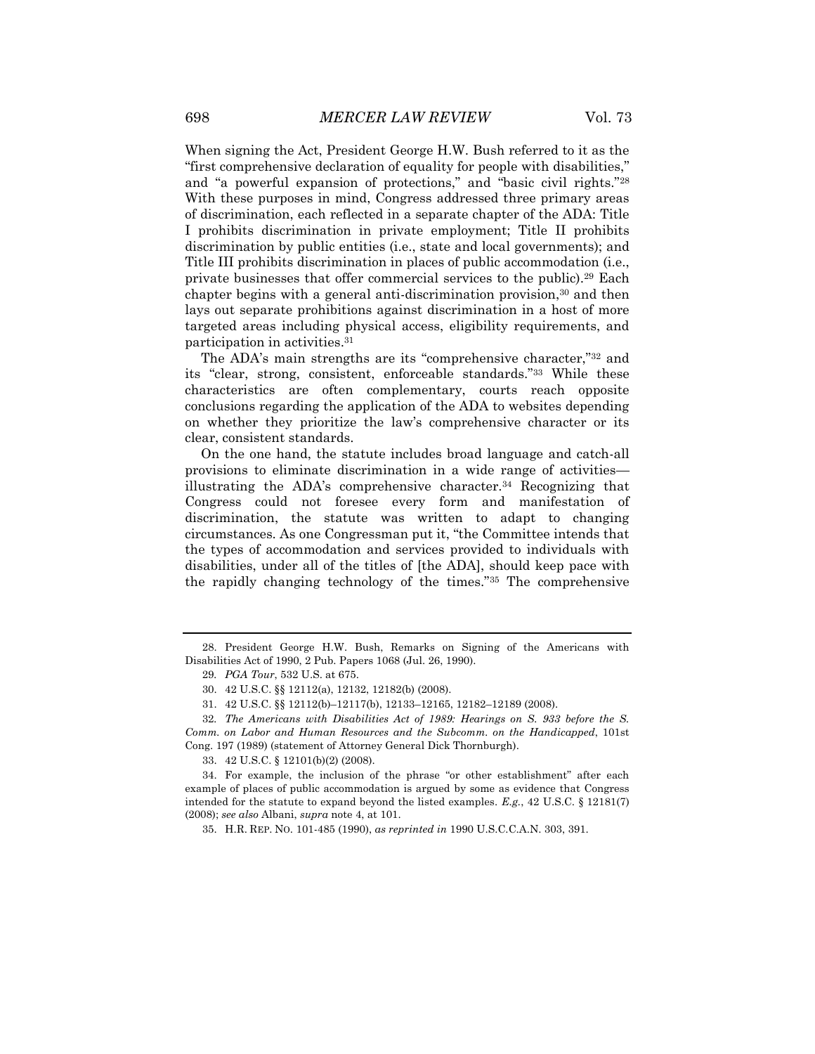When signing the Act, President George H.W. Bush referred to it as the "first comprehensive declaration of equality for people with disabilities," and "a powerful expansion of protections," and "basic civil rights."[28] With these purposes in mind, Congress addressed three primary areas of discrimination, each reflected in a separate chapter of the ADA: Title I prohibits discrimination in private employment; Title II prohibits discrimination by public entities (i.e., state and local governments); and Title III prohibits discrimination in places of public accommodation (i.e., private businesses that offer commercial services to the public).[29] Each chapter begins with a general anti-discrimination provision,[30] and then lays out separate prohibitions against discrimination in a host of more targeted areas including physical access, eligibility requirements, and participation in activities.[31]

The ADA's main strengths are its "comprehensive character,"[32] and its "clear, strong, consistent, enforceable standards."[33] While these characteristics are often complementary, courts reach opposite conclusions regarding the application of the ADA to websites depending on whether they prioritize the law's comprehensive character or its clear, consistent standards.

On the one hand, the statute includes broad language and catch-all provisions to eliminate discrimination in a wide range of activities—illustrating the ADA's comprehensive character.[34] Recognizing that Congress could not foresee every form and manifestation of discrimination, the statute was written to adapt to changing circumstances. As one Congressman put it, "the Committee intends that the types of accommodation and services provided to individuals with disabilities, under all of the titles of [the ADA], should keep pace with the rapidly changing technology of the times."[35] The comprehensive

---

28. President George H.W. Bush, Remarks on Signing of the Americans with Disabilities Act of 1990, 2 Pub. Papers 1068 (Jul. 26, 1990).

29. *PGA Tour*, 532 U.S. at 675.

30. 42 U.S.C. §§ 12112(a), 12132, 12182(b) (2008).

31. 42 U.S.C. §§ 12112(b)–12117(b), 12133–12165, 12182–12189 (2008).

32. *The Americans with Disabilities Act of 1989: Hearings on S. 933 before the S. Comm. on Labor and Human Resources and the Subcomm. on the Handicapped*, 101st Cong. 197 (1989) (statement of Attorney General Dick Thornburgh).

33. 42 U.S.C. § 12101(b)(2) (2008).

34. For example, the inclusion of the phrase "or other establishment" after each example of places of public accommodation is argued by some as evidence that Congress intended for the statute to expand beyond the listed examples. *E.g.*, 42 U.S.C. § 12181(7) (2008); *see also* Albani, *supra* note 4, at 101.

35. H.R. REP. NO. 101-485 (1990), *as reprinted in* 1990 U.S.C.C.A.N. 303, 391.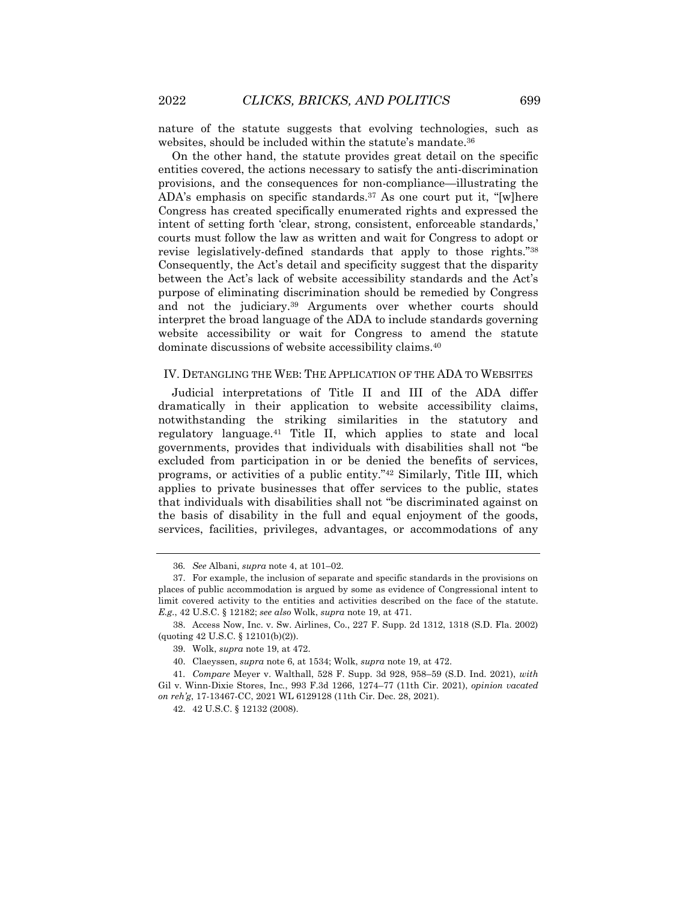nature of the statute suggests that evolving technologies, such as websites, should be included within the statute's mandate.[36]

On the other hand, the statute provides great detail on the specific entities covered, the actions necessary to satisfy the anti-discrimination provisions, and the consequences for non-compliance—illustrating the ADA's emphasis on specific standards.[37] As one court put it, "[w]here Congress has created specifically enumerated rights and expressed the intent of setting forth 'clear, strong, consistent, enforceable standards,' courts must follow the law as written and wait for Congress to adopt or revise legislatively-defined standards that apply to those rights."[38] Consequently, the Act's detail and specificity suggest that the disparity between the Act's lack of website accessibility standards and the Act's purpose of eliminating discrimination should be remedied by Congress and not the judiciary.[39] Arguments over whether courts should interpret the broad language of the ADA to include standards governing website accessibility or wait for Congress to amend the statute dominate discussions of website accessibility claims.[40]

## IV. Detangling the Web: The Application of the ADA to Websites

Judicial interpretations of Title II and III of the ADA differ dramatically in their application to website accessibility claims, notwithstanding the striking similarities in the statutory and regulatory language.[41] Title II, which applies to state and local governments, provides that individuals with disabilities shall not "be excluded from participation in or be denied the benefits of services, programs, or activities of a public entity."[42] Similarly, Title III, which applies to private businesses that offer services to the public, states that individuals with disabilities shall not "be discriminated against on the basis of disability in the full and equal enjoyment of the goods, services, facilities, privileges, advantages, or accommodations of any

---

36. *See* Albani, *supra* note 4, at 101–02.

37. For example, the inclusion of separate and specific standards in the provisions on places of public accommodation is argued by some as evidence of Congressional intent to limit covered activity to the entities and activities described on the face of the statute. *E.g.*, 42 U.S.C. § 12182; *see also* Wolk, *supra* note 19, at 471.

38. Access Now, Inc. v. Sw. Airlines, Co., 227 F. Supp. 2d 1312, 1318 (S.D. Fla. 2002) (quoting 42 U.S.C. § 12101(b)(2)).

39. Wolk, *supra* note 19, at 472.

40. Claeyssen, *supra* note 6, at 1534; Wolk, *supra* note 19, at 472.

41. *Compare* Meyer v. Walthall, 528 F. Supp. 3d 928, 958–59 (S.D. Ind. 2021), *with* Gil v. Winn-Dixie Stores, Inc., 993 F.3d 1266, 1274–77 (11th Cir. 2021), *opinion vacated on reh'g*, 17-13467-CC, 2021 WL 6129128 (11th Cir. Dec. 28, 2021).

42. 42 U.S.C. § 12132 (2008).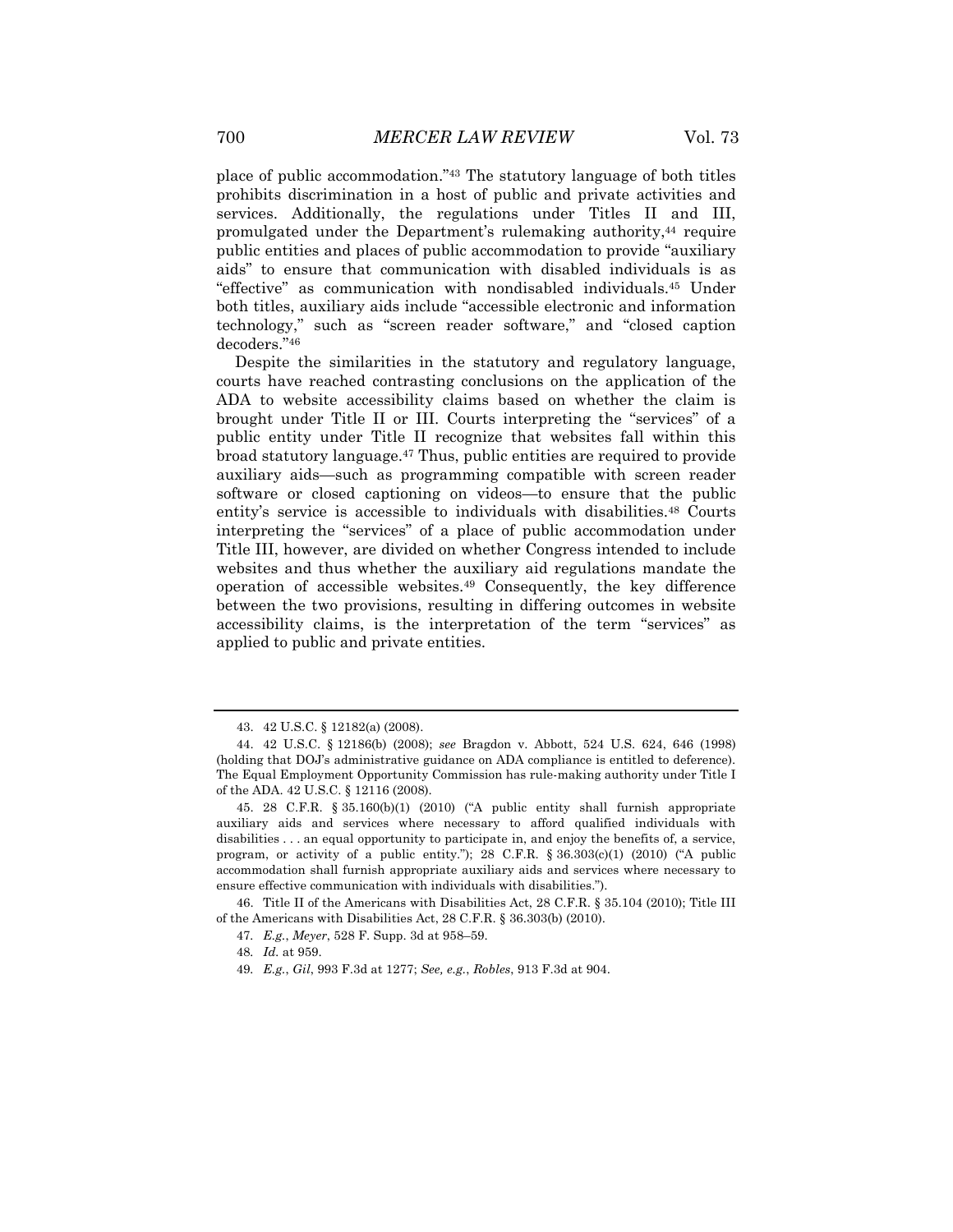place of public accommodation."[43] The statutory language of both titles prohibits discrimination in a host of public and private activities and services. Additionally, the regulations under Titles II and III, promulgated under the Department's rulemaking authority,[44] require public entities and places of public accommodation to provide "auxiliary aids" to ensure that communication with disabled individuals is as "effective" as communication with nondisabled individuals.[45] Under both titles, auxiliary aids include "accessible electronic and information technology," such as "screen reader software," and "closed caption decoders."[46]

Despite the similarities in the statutory and regulatory language, courts have reached contrasting conclusions on the application of the ADA to website accessibility claims based on whether the claim is brought under Title II or III. Courts interpreting the "services" of a public entity under Title II recognize that websites fall within this broad statutory language.[47] Thus, public entities are required to provide auxiliary aids—such as programming compatible with screen reader software or closed captioning on videos—to ensure that the public entity's service is accessible to individuals with disabilities.[48] Courts interpreting the "services" of a place of public accommodation under Title III, however, are divided on whether Congress intended to include websites and thus whether the auxiliary aid regulations mandate the operation of accessible websites.[49] Consequently, the key difference between the two provisions, resulting in differing outcomes in website accessibility claims, is the interpretation of the term "services" as applied to public and private entities.

---

43. 42 U.S.C. § 12182(a) (2008).

44. 42 U.S.C. § 12186(b) (2008); *see* Bragdon v. Abbott, 524 U.S. 624, 646 (1998) (holding that DOJ's administrative guidance on ADA compliance is entitled to deference). The Equal Employment Opportunity Commission has rule-making authority under Title I of the ADA. 42 U.S.C. § 12116 (2008).

45. 28 C.F.R. § 35.160(b)(1) (2010) ("A public entity shall furnish appropriate auxiliary aids and services where necessary to afford qualified individuals with disabilities . . . an equal opportunity to participate in, and enjoy the benefits of, a service, program, or activity of a public entity."); 28 C.F.R. § 36.303(c)(1) (2010) ("A public accommodation shall furnish appropriate auxiliary aids and services where necessary to ensure effective communication with individuals with disabilities.").

46. Title II of the Americans with Disabilities Act, 28 C.F.R. § 35.104 (2010); Title III of the Americans with Disabilities Act, 28 C.F.R. § 36.303(b) (2010).

47. *E.g.*, *Meyer*, 528 F. Supp. 3d at 958–59.

48. *Id.* at 959.

49. *E.g.*, *Gil*, 993 F.3d at 1277; *See, e.g.*, *Robles*, 913 F.3d at 904.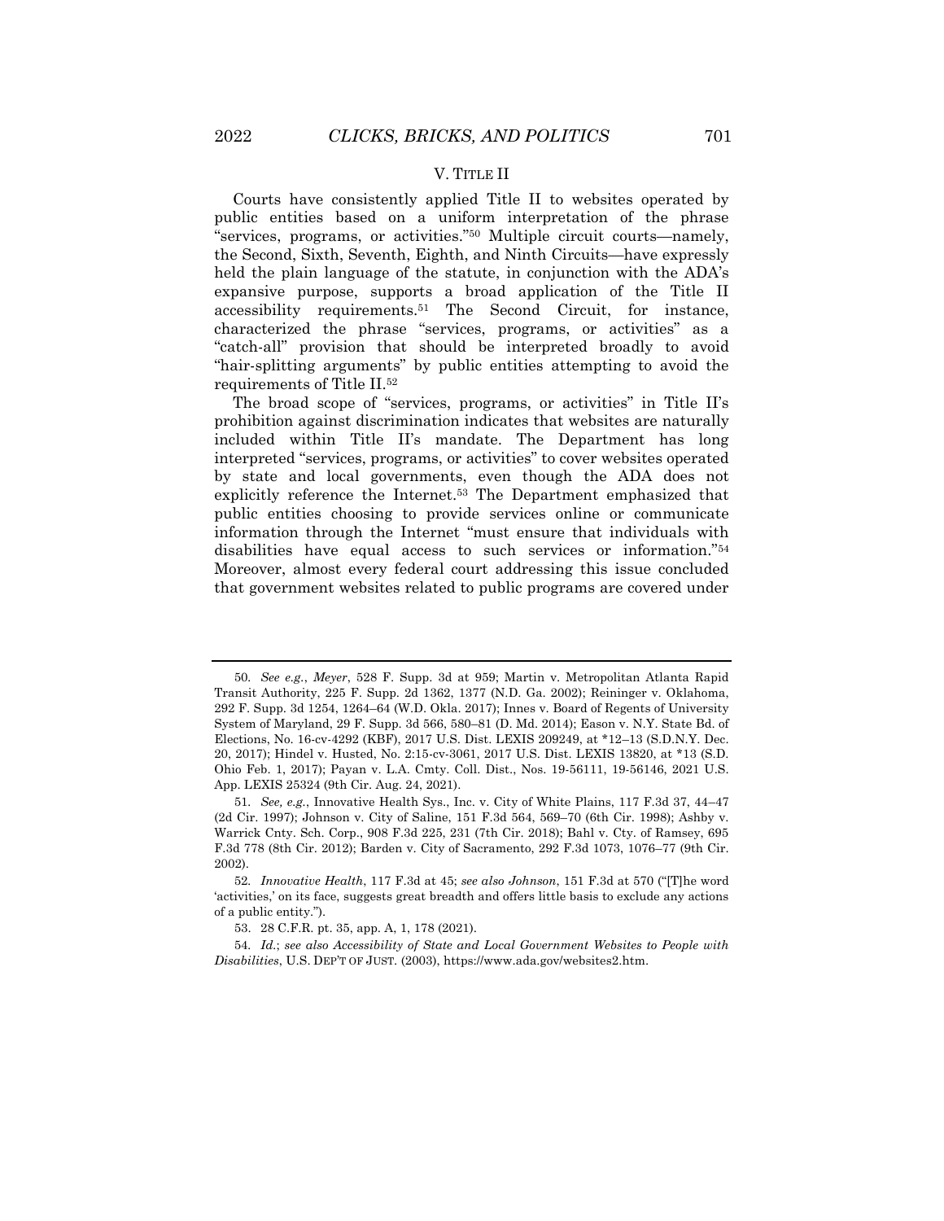## V. Title II

Courts have consistently applied Title II to websites operated by public entities based on a uniform interpretation of the phrase "services, programs, or activities."[50] Multiple circuit courts—namely, the Second, Sixth, Seventh, Eighth, and Ninth Circuits—have expressly held the plain language of the statute, in conjunction with the ADA's expansive purpose, supports a broad application of the Title II accessibility requirements.[51] The Second Circuit, for instance, characterized the phrase "services, programs, or activities" as a "catch-all" provision that should be interpreted broadly to avoid "hair-splitting arguments" by public entities attempting to avoid the requirements of Title II.[52]

The broad scope of "services, programs, or activities" in Title II's prohibition against discrimination indicates that websites are naturally included within Title II's mandate. The Department has long interpreted "services, programs, or activities" to cover websites operated by state and local governments, even though the ADA does not explicitly reference the Internet.[53] The Department emphasized that public entities choosing to provide services online or communicate information through the Internet "must ensure that individuals with disabilities have equal access to such services or information."[54] Moreover, almost every federal court addressing this issue concluded that government websites related to public programs are covered under

---

50. *See e.g.*, *Meyer*, 528 F. Supp. 3d at 959; Martin v. Metropolitan Atlanta Rapid Transit Authority, 225 F. Supp. 2d 1362, 1377 (N.D. Ga. 2002); Reininger v. Oklahoma, 292 F. Supp. 3d 1254, 1264–64 (W.D. Okla. 2017); Innes v. Board of Regents of University System of Maryland, 29 F. Supp. 3d 566, 580–81 (D. Md. 2014); Eason v. N.Y. State Bd. of Elections, No. 16-cv-4292 (KBF), 2017 U.S. Dist. LEXIS 209249, at *12–13 (S.D.N.Y. Dec. 20, 2017); Hindel v. Husted, No. 2:15-cv-3061, 2017 U.S. Dist. LEXIS 13820, at *13 (S.D. Ohio Feb. 1, 2017); Payan v. L.A. Cmty. Coll. Dist., Nos. 19-56111, 19-56146, 2021 U.S. App. LEXIS 25324 (9th Cir. Aug. 24, 2021).

51. *See, e.g.*, Innovative Health Sys., Inc. v. City of White Plains, 117 F.3d 37, 44–47 (2d Cir. 1997); Johnson v. City of Saline, 151 F.3d 564, 569–70 (6th Cir. 1998); Ashby v. Warrick Cnty. Sch. Corp., 908 F.3d 225, 231 (7th Cir. 2018); Bahl v. Cty. of Ramsey, 695 F.3d 778 (8th Cir. 2012); Barden v. City of Sacramento, 292 F.3d 1073, 1076–77 (9th Cir. 2002).

52. *Innovative Health*, 117 F.3d at 45; *see also Johnson*, 151 F.3d at 570 ("[T]he word 'activities,' on its face, suggests great breadth and offers little basis to exclude any actions of a public entity.").

53. 28 C.F.R. pt. 35, app. A, 1, 178 (2021).

54. *Id.*; *see also Accessibility of State and Local Government Websites to People with Disabilities*, U.S. DEP'T OF JUST. (2003), https://www.ada.gov/websites2.htm.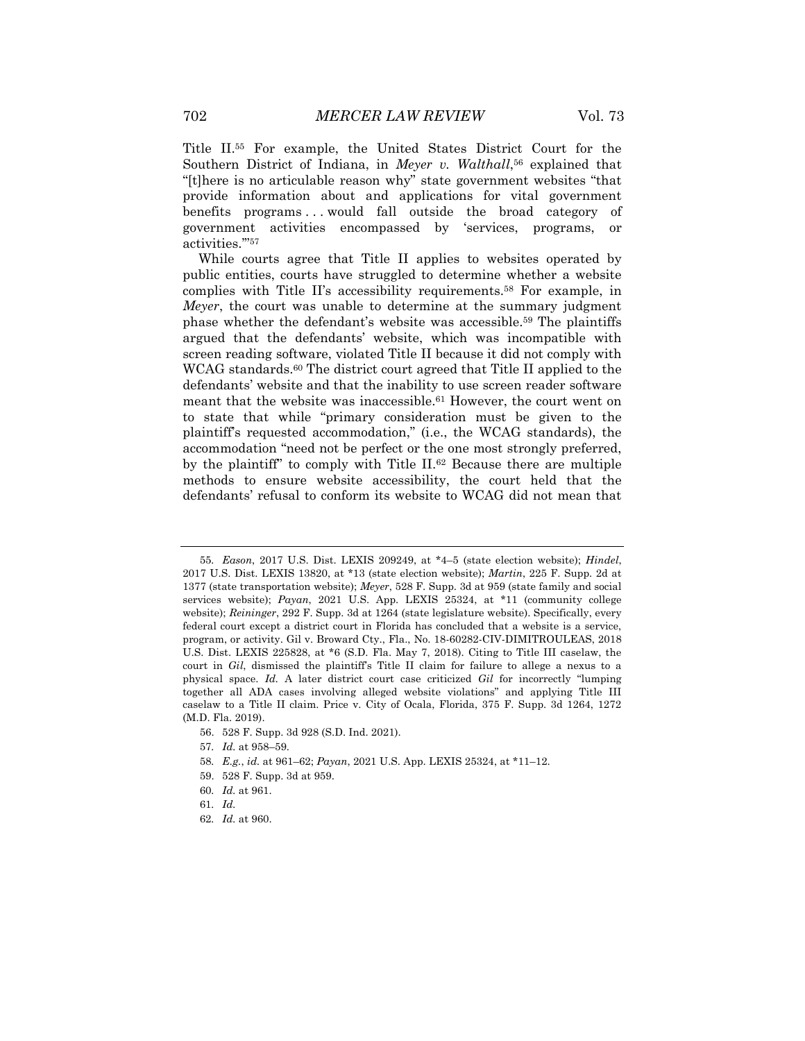Title II.[55] For example, the United States District Court for the Southern District of Indiana, in *Meyer v. Walthall*,[56] explained that "[t]here is no articulable reason why" state government websites "that provide information about and applications for vital government benefits programs . . . would fall outside the broad category of government activities encompassed by 'services, programs, or activities.'"[57]

While courts agree that Title II applies to websites operated by public entities, courts have struggled to determine whether a website complies with Title II's accessibility requirements.[58] For example, in *Meyer*, the court was unable to determine at the summary judgment phase whether the defendant's website was accessible.[59] The plaintiffs argued that the defendants' website, which was incompatible with screen reading software, violated Title II because it did not comply with WCAG standards.[60] The district court agreed that Title II applied to the defendants' website and that the inability to use screen reader software meant that the website was inaccessible.[61] However, the court went on to state that while "primary consideration must be given to the plaintiff's requested accommodation," (i.e., the WCAG standards), the accommodation "need not be perfect or the one most strongly preferred, by the plaintiff" to comply with Title II.[62] Because there are multiple methods to ensure website accessibility, the court held that the defendants' refusal to conform its website to WCAG did not mean that

---

55. *Eason*, 2017 U.S. Dist. LEXIS 209249, at *4–5 (state election website); *Hindel*, 2017 U.S. Dist. LEXIS 13820, at *13 (state election website); *Martin*, 225 F. Supp. 2d at 1377 (state transportation website); *Meyer*, 528 F. Supp. 3d at 959 (state family and social services website); *Payan*, 2021 U.S. App. LEXIS 25324, at *11 (community college website); *Reininger*, 292 F. Supp. 3d at 1264 (state legislature website). Specifically, every federal court except a district court in Florida has concluded that a website is a service, program, or activity. Gil v. Broward Cty., Fla., No. 18-60282-CIV-DIMITROULEAS, 2018 U.S. Dist. LEXIS 225828, at *6 (S.D. Fla. May 7, 2018). Citing to Title III caselaw, the court in *Gil*, dismissed the plaintiff's Title II claim for failure to allege a nexus to a physical space. *Id.* A later district court case criticized *Gil* for incorrectly "lumping together all ADA cases involving alleged website violations" and applying Title III caselaw to a Title II claim. Price v. City of Ocala, Florida, 375 F. Supp. 3d 1264, 1272 (M.D. Fla. 2019).

56. 528 F. Supp. 3d 928 (S.D. Ind. 2021).

57. *Id.* at 958–59.

58. *E.g.*, *id.* at 961–62; *Payan*, 2021 U.S. App. LEXIS 25324, at *11–12.

59. 528 F. Supp. 3d at 959.

60. *Id.* at 961.

61. *Id.*

62. *Id.* at 960.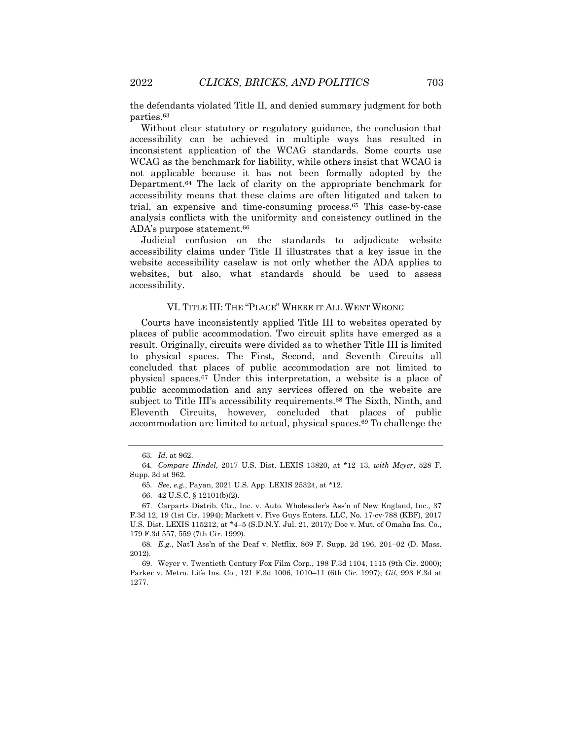the defendants violated Title II, and denied summary judgment for both parties.[63]

Without clear statutory or regulatory guidance, the conclusion that accessibility can be achieved in multiple ways has resulted in inconsistent application of the WCAG standards. Some courts use WCAG as the benchmark for liability, while others insist that WCAG is not applicable because it has not been formally adopted by the Department.[64] The lack of clarity on the appropriate benchmark for accessibility means that these claims are often litigated and taken to trial, an expensive and time-consuming process.[65] This case-by-case analysis conflicts with the uniformity and consistency outlined in the ADA's purpose statement.[66]

Judicial confusion on the standards to adjudicate website accessibility claims under Title II illustrates that a key issue in the website accessibility caselaw is not only whether the ADA applies to websites, but also, what standards should be used to assess accessibility.

## VI. TITLE III: THE "PLACE" WHERE IT ALL WENT WRONG

Courts have inconsistently applied Title III to websites operated by places of public accommodation. Two circuit splits have emerged as a result. Originally, circuits were divided as to whether Title III is limited to physical spaces. The First, Second, and Seventh Circuits all concluded that places of public accommodation are not limited to physical spaces.[67] Under this interpretation, a website is a place of public accommodation and any services offered on the website are subject to Title III's accessibility requirements.[68] The Sixth, Ninth, and Eleventh Circuits, however, concluded that places of public accommodation are limited to actual, physical spaces.[69] To challenge the

---

63. *Id.* at 962.

64. *Compare Hindel*, 2017 U.S. Dist. LEXIS 13820, at \*12–13, *with Meyer*, 528 F. Supp. 3d at 962.

65. *See, e.g.*, Payan, 2021 U.S. App. LEXIS 25324, at \*12.

66. 42 U.S.C. § 12101(b)(2).

67. Carparts Distrib. Ctr., Inc. v. Auto. Wholesaler's Ass'n of New England, Inc., 37 F.3d 12, 19 (1st Cir. 1994); Markett v. Five Guys Enters. LLC, No. 17-cv-788 (KBF), 2017 U.S. Dist. LEXIS 115212, at \*4–5 (S.D.N.Y. Jul. 21, 2017)*;* Doe v. Mut. of Omaha Ins. Co., 179 F.3d 557, 559 (7th Cir. 1999).

68. *E.g.*, Nat'l Ass'n of the Deaf v. Netflix, 869 F. Supp. 2d 196, 201–02 (D. Mass. 2012).

69. Weyer v. Twentieth Century Fox Film Corp., 198 F.3d 1104, 1115 (9th Cir. 2000); Parker v. Metro. Life Ins. Co., 121 F.3d 1006, 1010–11 (6th Cir. 1997); *Gil*, 993 F.3d at 1277.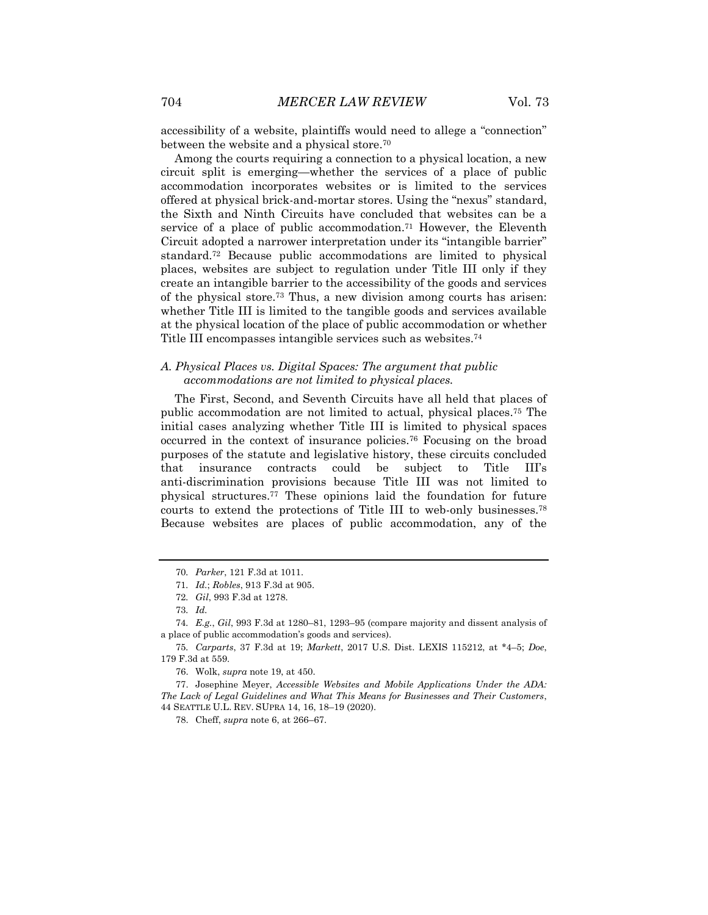accessibility of a website, plaintiffs would need to allege a "connection" between the website and a physical store.[70]

Among the courts requiring a connection to a physical location, a new circuit split is emerging—whether the services of a place of public accommodation incorporates websites or is limited to the services offered at physical brick-and-mortar stores. Using the "nexus" standard, the Sixth and Ninth Circuits have concluded that websites can be a service of a place of public accommodation.[71] However, the Eleventh Circuit adopted a narrower interpretation under its "intangible barrier" standard.[72] Because public accommodations are limited to physical places, websites are subject to regulation under Title III only if they create an intangible barrier to the accessibility of the goods and services of the physical store.[73] Thus, a new division among courts has arisen: whether Title III is limited to the tangible goods and services available at the physical location of the place of public accommodation or whether Title III encompasses intangible services such as websites.[74]

### *A. Physical Places vs. Digital Spaces: The argument that public accommodations are not limited to physical places.*

The First, Second, and Seventh Circuits have all held that places of public accommodation are not limited to actual, physical places.[75] The initial cases analyzing whether Title III is limited to physical spaces occurred in the context of insurance policies.[76] Focusing on the broad purposes of the statute and legislative history, these circuits concluded that insurance contracts could be subject to Title III's anti-discrimination provisions because Title III was not limited to physical structures.[77] These opinions laid the foundation for future courts to extend the protections of Title III to web-only businesses.[78] Because websites are places of public accommodation, any of the

---

70. *Parker*, 121 F.3d at 1011.

71. *Id.*; *Robles*, 913 F.3d at 905.

72. *Gil*, 993 F.3d at 1278.

73. *Id.*

74. *E.g.*, *Gil*, 993 F.3d at 1280–81, 1293–95 (compare majority and dissent analysis of a place of public accommodation's goods and services).

75. *Carparts*, 37 F.3d at 19; *Markett*, 2017 U.S. Dist. LEXIS 115212, at *4–5; *Doe*, 179 F.3d at 559.

76. Wolk, *supra* note 19, at 450.

77. Josephine Meyer, *Accessible Websites and Mobile Applications Under the ADA: The Lack of Legal Guidelines and What This Means for Businesses and Their Customers*, 44 SEATTLE U.L. REV. SUPRA 14, 16, 18–19 (2020).

78. Cheff, *supra* note 6, at 266–67.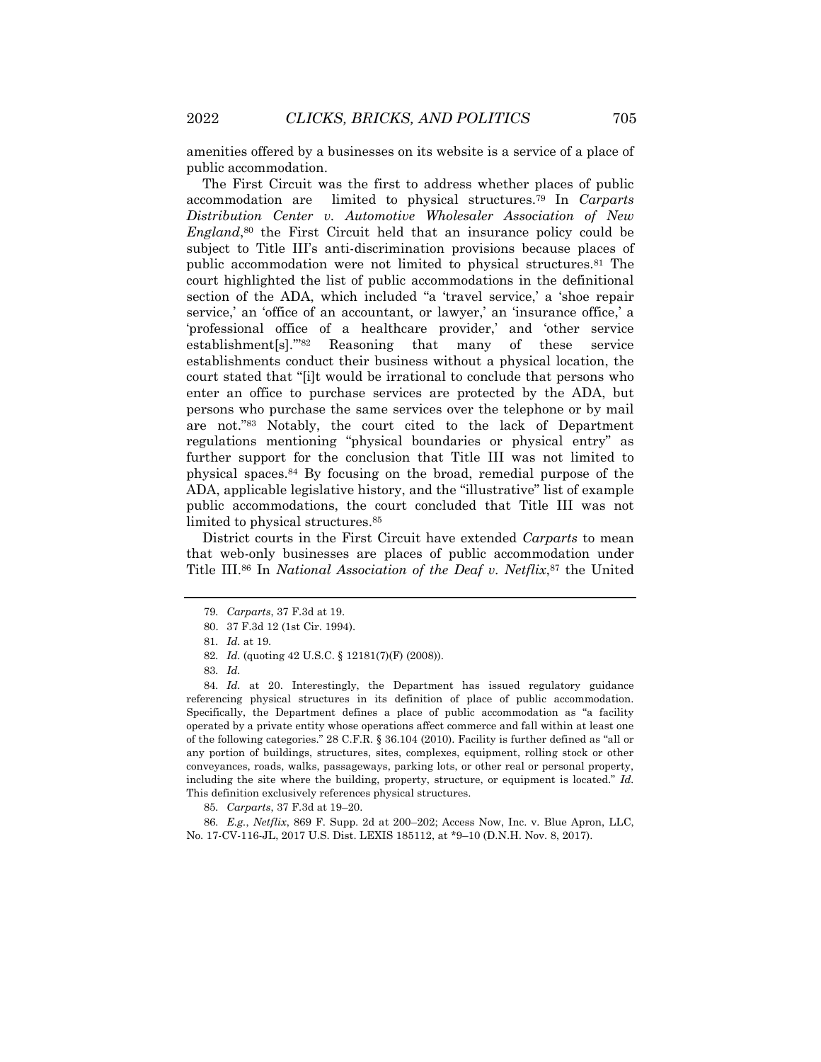amenities offered by a businesses on its website is a service of a place of public accommodation.

The First Circuit was the first to address whether places of public accommodation are limited to physical structures.[79] In *Carparts Distribution Center v. Automotive Wholesaler Association of New England*,[80] the First Circuit held that an insurance policy could be subject to Title III's anti-discrimination provisions because places of public accommodation were not limited to physical structures.[81] The court highlighted the list of public accommodations in the definitional section of the ADA, which included "a 'travel service,' a 'shoe repair service,' an 'office of an accountant, or lawyer,' an 'insurance office,' a 'professional office of a healthcare provider,' and 'other service establishment[s].'"[82] Reasoning that many of these service establishments conduct their business without a physical location, the court stated that "[i]t would be irrational to conclude that persons who enter an office to purchase services are protected by the ADA, but persons who purchase the same services over the telephone or by mail are not."[83] Notably, the court cited to the lack of Department regulations mentioning "physical boundaries or physical entry" as further support for the conclusion that Title III was not limited to physical spaces.[84] By focusing on the broad, remedial purpose of the ADA, applicable legislative history, and the "illustrative" list of example public accommodations, the court concluded that Title III was not limited to physical structures.[85]

District courts in the First Circuit have extended *Carparts* to mean that web-only businesses are places of public accommodation under Title III.[86] In *National Association of the Deaf v. Netflix*,[87] the United

---

79. *Carparts*, 37 F.3d at 19.

80. 37 F.3d 12 (1st Cir. 1994).

81. *Id.* at 19.

82. *Id.* (quoting 42 U.S.C. § 12181(7)(F) (2008)).

83. *Id.*

84. *Id.* at 20. Interestingly, the Department has issued regulatory guidance referencing physical structures in its definition of place of public accommodation. Specifically, the Department defines a place of public accommodation as "a facility operated by a private entity whose operations affect commerce and fall within at least one of the following categories." 28 C.F.R. § 36.104 (2010). Facility is further defined as "all or any portion of buildings, structures, sites, complexes, equipment, rolling stock or other conveyances, roads, walks, passageways, parking lots, or other real or personal property, including the site where the building, property, structure, or equipment is located." *Id.* This definition exclusively references physical structures.

85. *Carparts*, 37 F.3d at 19–20.

86. *E.g.*, *Netflix*, 869 F. Supp. 2d at 200–202; Access Now, Inc. v. Blue Apron, LLC, No. 17-CV-116-JL, 2017 U.S. Dist. LEXIS 185112, at *9–10 (D.N.H. Nov. 8, 2017).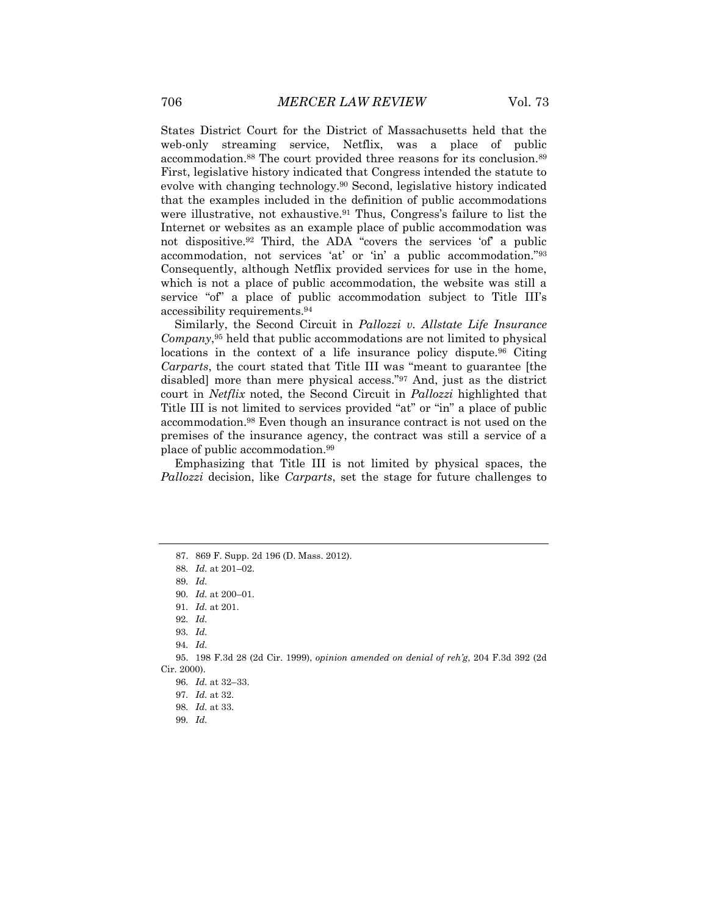States District Court for the District of Massachusetts held that the web-only streaming service, Netflix, was a place of public accommodation.[88] The court provided three reasons for its conclusion.[89] First, legislative history indicated that Congress intended the statute to evolve with changing technology.[90] Second, legislative history indicated that the examples included in the definition of public accommodations were illustrative, not exhaustive.[91] Thus, Congress's failure to list the Internet or websites as an example place of public accommodation was not dispositive.[92] Third, the ADA "covers the services 'of' a public accommodation, not services 'at' or 'in' a public accommodation."[93] Consequently, although Netflix provided services for use in the home, which is not a place of public accommodation, the website was still a service "of" a place of public accommodation subject to Title III's accessibility requirements.[94]

Similarly, the Second Circuit in *Pallozzi v. Allstate Life Insurance Company*,[95] held that public accommodations are not limited to physical locations in the context of a life insurance policy dispute.[96] Citing *Carparts*, the court stated that Title III was "meant to guarantee [the disabled] more than mere physical access."[97] And, just as the district court in *Netflix* noted, the Second Circuit in *Pallozzi* highlighted that Title III is not limited to services provided "at" or "in" a place of public accommodation.[98] Even though an insurance contract is not used on the premises of the insurance agency, the contract was still a service of a place of public accommodation.[99]

Emphasizing that Title III is not limited by physical spaces, the *Pallozzi* decision, like *Carparts*, set the stage for future challenges to

---

87. 869 F. Supp. 2d 196 (D. Mass. 2012).

88. *Id.* at 201–02.

89. *Id.*

90. *Id.* at 200–01.

91. *Id.* at 201.

92. *Id.*

93. *Id.*

94. *Id.*

95. 198 F.3d 28 (2d Cir. 1999), *opinion amended on denial of reh'g*, 204 F.3d 392 (2d Cir. 2000).

96. *Id.* at 32–33.

97. *Id.* at 32.

98. *Id.* at 33.

99. *Id.*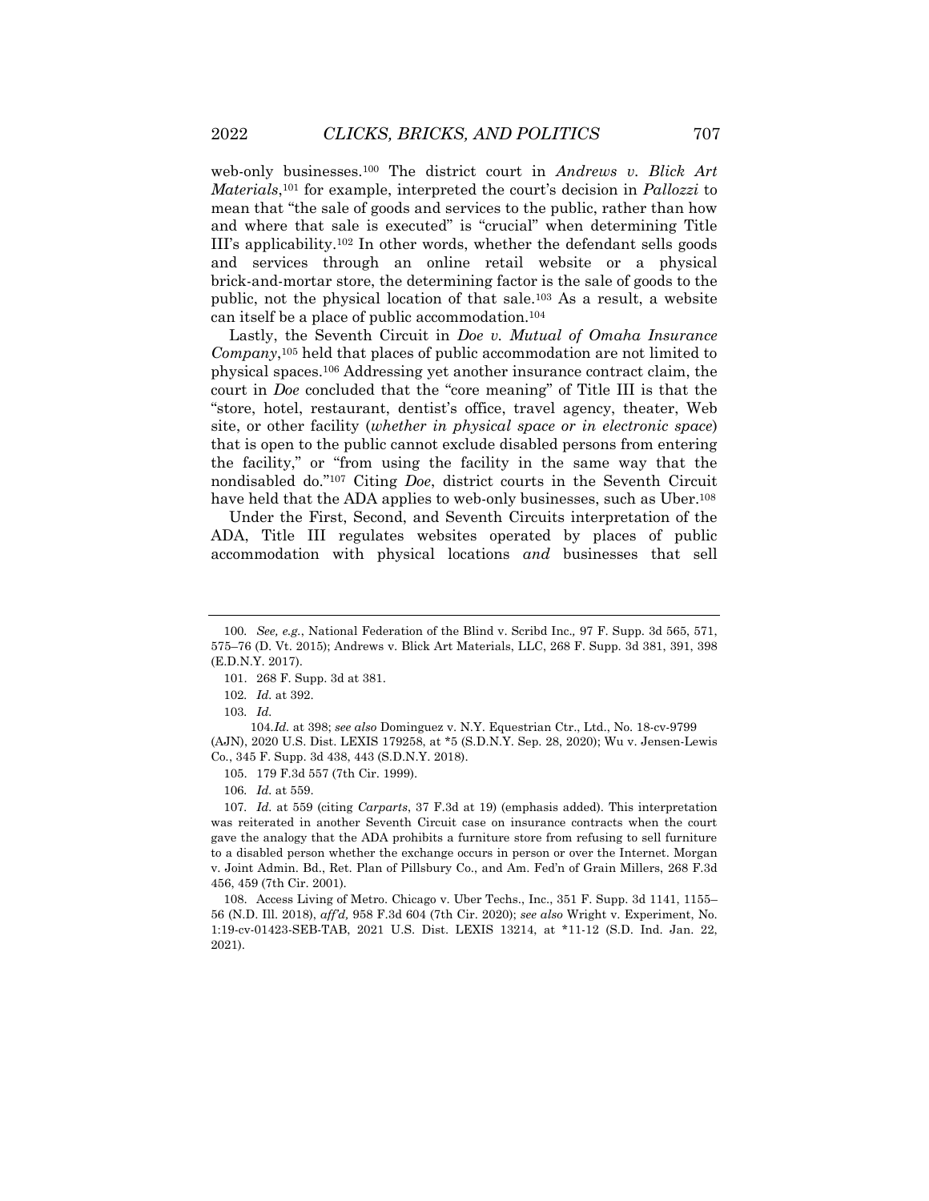web-only businesses.[100] The district court in *Andrews v. Blick Art Materials*,[101] for example, interpreted the court's decision in *Pallozzi* to mean that "the sale of goods and services to the public, rather than how and where that sale is executed" is "crucial" when determining Title III's applicability.[102] In other words, whether the defendant sells goods and services through an online retail website or a physical brick-and-mortar store, the determining factor is the sale of goods to the public, not the physical location of that sale.[103] As a result, a website can itself be a place of public accommodation.[104]

Lastly, the Seventh Circuit in *Doe v. Mutual of Omaha Insurance Company*,[105] held that places of public accommodation are not limited to physical spaces.[106] Addressing yet another insurance contract claim, the court in *Doe* concluded that the "core meaning" of Title III is that the "store, hotel, restaurant, dentist's office, travel agency, theater, Web site, or other facility (*whether in physical space or in electronic space*) that is open to the public cannot exclude disabled persons from entering the facility," or "from using the facility in the same way that the nondisabled do."[107] Citing *Doe*, district courts in the Seventh Circuit have held that the ADA applies to web-only businesses, such as Uber.[108]

Under the First, Second, and Seventh Circuits interpretation of the ADA, Title III regulates websites operated by places of public accommodation with physical locations *and* businesses that sell

---

100. *See, e.g.*, National Federation of the Blind v. Scribd Inc., 97 F. Supp. 3d 565, 571, 575–76 (D. Vt. 2015); Andrews v. Blick Art Materials, LLC, 268 F. Supp. 3d 381, 391, 398 (E.D.N.Y. 2017).

101. 268 F. Supp. 3d at 381.

102. *Id.* at 392.

103. *Id.*

104. *Id.* at 398; *see also* Dominguez v. N.Y. Equestrian Ctr., Ltd., No. 18-cv-9799 (AJN), 2020 U.S. Dist. LEXIS 179258, at *5 (S.D.N.Y. Sep. 28, 2020); Wu v. Jensen-Lewis Co., 345 F. Supp. 3d 438, 443 (S.D.N.Y. 2018).

105. 179 F.3d 557 (7th Cir. 1999).

106. *Id.* at 559.

107. *Id.* at 559 (citing *Carparts*, 37 F.3d at 19) (emphasis added). This interpretation was reiterated in another Seventh Circuit case on insurance contracts when the court gave the analogy that the ADA prohibits a furniture store from refusing to sell furniture to a disabled person whether the exchange occurs in person or over the Internet. Morgan v. Joint Admin. Bd., Ret. Plan of Pillsbury Co., and Am. Fed'n of Grain Millers, 268 F.3d 456, 459 (7th Cir. 2001).

108. Access Living of Metro. Chicago v. Uber Techs., Inc., 351 F. Supp. 3d 1141, 1155–56 (N.D. Ill. 2018), *aff'd*, 958 F.3d 604 (7th Cir. 2020); *see also* Wright v. Experiment, No. 1:19-cv-01423-SEB-TAB, 2021 U.S. Dist. LEXIS 13214, at *11-12 (S.D. Ind. Jan. 22, 2021).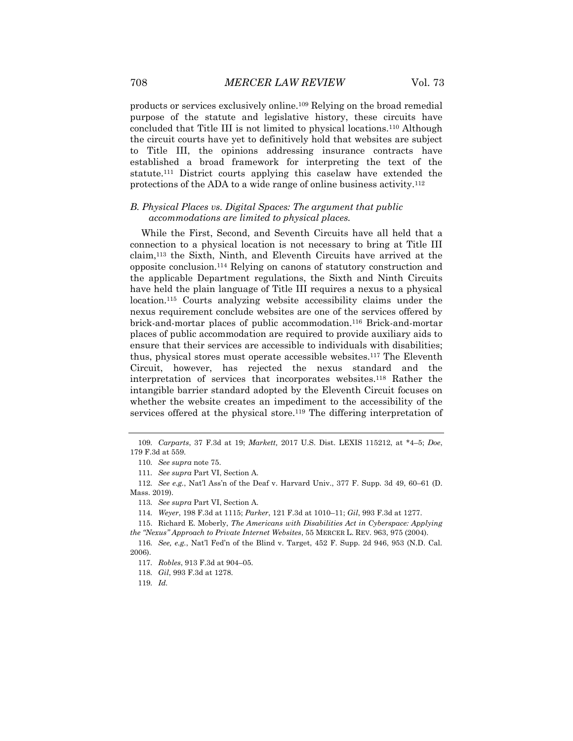products or services exclusively online.[109] Relying on the broad remedial purpose of the statute and legislative history, these circuits have concluded that Title III is not limited to physical locations.[110] Although the circuit courts have yet to definitively hold that websites are subject to Title III, the opinions addressing insurance contracts have established a broad framework for interpreting the text of the statute.[111] District courts applying this caselaw have extended the protections of the ADA to a wide range of online business activity.[112]

### *B. Physical Places vs. Digital Spaces: The argument that public accommodations are limited to physical places.*

While the First, Second, and Seventh Circuits have all held that a connection to a physical location is not necessary to bring at Title III claim,[113] the Sixth, Ninth, and Eleventh Circuits have arrived at the opposite conclusion.[114] Relying on canons of statutory construction and the applicable Department regulations, the Sixth and Ninth Circuits have held the plain language of Title III requires a nexus to a physical location.[115] Courts analyzing website accessibility claims under the nexus requirement conclude websites are one of the services offered by brick-and-mortar places of public accommodation.[116] Brick-and-mortar places of public accommodation are required to provide auxiliary aids to ensure that their services are accessible to individuals with disabilities; thus, physical stores must operate accessible websites.[117] The Eleventh Circuit, however, has rejected the nexus standard and the interpretation of services that incorporates websites.[118] Rather the intangible barrier standard adopted by the Eleventh Circuit focuses on whether the website creates an impediment to the accessibility of the services offered at the physical store.[119] The differing interpretation of

---

109. *Carparts*, 37 F.3d at 19; *Markett,* 2017 U.S. Dist. LEXIS 115212, at \*4–5; *Doe*, 179 F.3d at 559.

110. *See supra* note 75.

111. *See supra* Part VI, Section A.

112. *See e.g.*, Nat'l Ass'n of the Deaf v. Harvard Univ., 377 F. Supp. 3d 49, 60–61 (D. Mass. 2019).

113. *See supra* Part VI, Section A.

114. *Weyer*, 198 F.3d at 1115; *Parker*, 121 F.3d at 1010–11; *Gil*, 993 F.3d at 1277.

115. Richard E. Moberly, *The Americans with Disabilities Act in Cyberspace: Applying the "Nexus" Approach to Private Internet Websites*, 55 MERCER L. REV. 963, 975 (2004).

116. *See, e.g.*, Nat'l Fed'n of the Blind v. Target, 452 F. Supp. 2d 946, 953 (N.D. Cal. 2006).

117. *Robles*, 913 F.3d at 904–05.

118. *Gil*, 993 F.3d at 1278.

119. *Id.*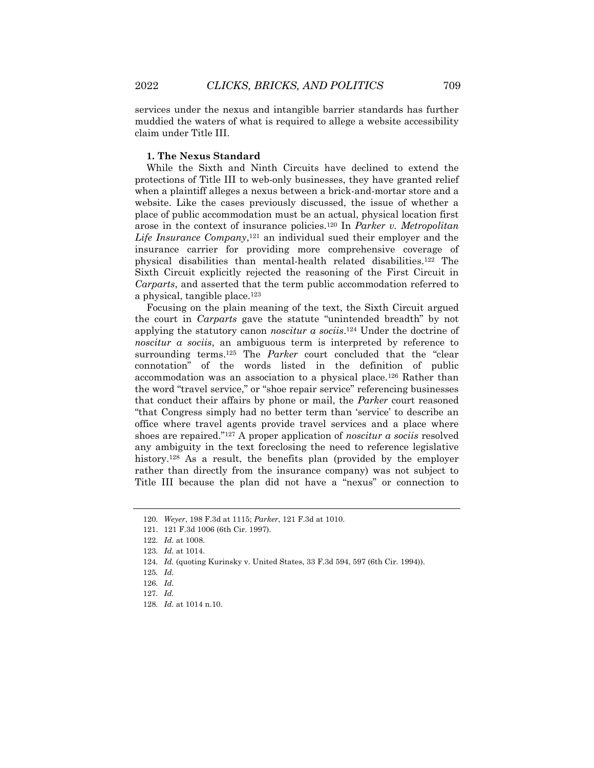services under the nexus and intangible barrier standards has further muddied the waters of what is required to allege a website accessibility claim under Title III.

### 1. The Nexus Standard

While the Sixth and Ninth Circuits have declined to extend the protections of Title III to web-only businesses, they have granted relief when a plaintiff alleges a nexus between a brick-and-mortar store and a website. Like the cases previously discussed, the issue of whether a place of public accommodation must be an actual, physical location first arose in the context of insurance policies.[120] In *Parker v. Metropolitan Life Insurance Company*,[121] an individual sued their employer and the insurance carrier for providing more comprehensive coverage of physical disabilities than mental-health related disabilities.[122] The Sixth Circuit explicitly rejected the reasoning of the First Circuit in *Carparts*, and asserted that the term public accommodation referred to a physical, tangible place.[123]

Focusing on the plain meaning of the text, the Sixth Circuit argued the court in *Carparts* gave the statute "unintended breadth" by not applying the statutory canon *noscitur a sociis*.[124] Under the doctrine of *noscitur a sociis*, an ambiguous term is interpreted by reference to surrounding terms.[125] The *Parker* court concluded that the "clear connotation" of the words listed in the definition of public accommodation was an association to a physical place.[126] Rather than the word "travel service," or "shoe repair service" referencing businesses that conduct their affairs by phone or mail, the *Parker* court reasoned "that Congress simply had no better term than 'service' to describe an office where travel agents provide travel services and a place where shoes are repaired."[127] A proper application of *noscitur a sociis* resolved any ambiguity in the text foreclosing the need to reference legislative history.[128] As a result, the benefits plan (provided by the employer rather than directly from the insurance company) was not subject to Title III because the plan did not have a "nexus" or connection to

---

120. *Weyer*, 198 F.3d at 1115; *Parker*, 121 F.3d at 1010.

121. 121 F.3d 1006 (6th Cir. 1997).

122. *Id.* at 1008.

123. *Id.* at 1014.

124. *Id.* (quoting Kurinsky v. United States, 33 F.3d 594, 597 (6th Cir. 1994)).

125. *Id.*

126. *Id.*

127. *Id.*

128. *Id.* at 1014 n.10.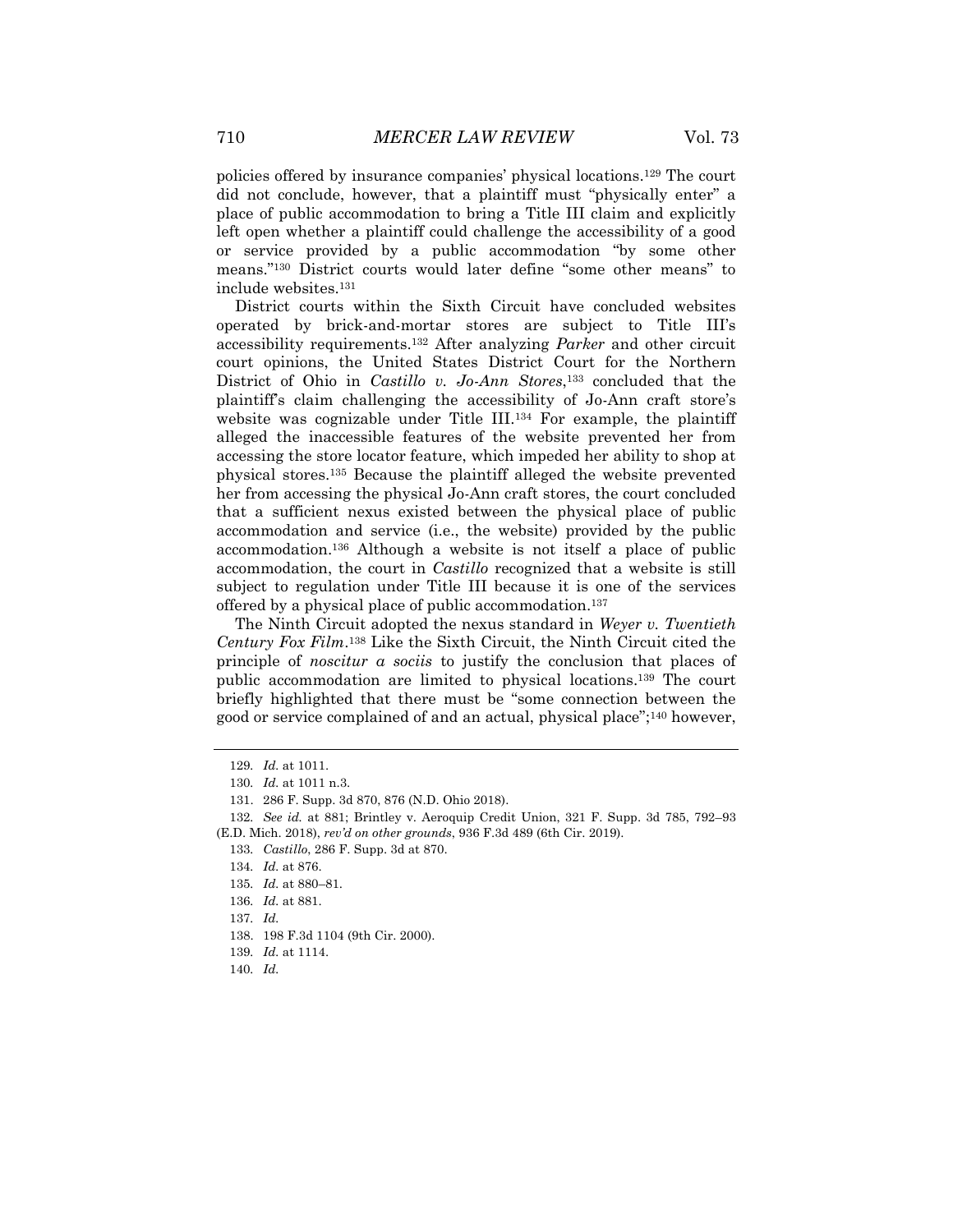policies offered by insurance companies' physical locations.[129] The court did not conclude, however, that a plaintiff must "physically enter" a place of public accommodation to bring a Title III claim and explicitly left open whether a plaintiff could challenge the accessibility of a good or service provided by a public accommodation "by some other means."[130] District courts would later define "some other means" to include websites.[131]

District courts within the Sixth Circuit have concluded websites operated by brick-and-mortar stores are subject to Title III's accessibility requirements.[132] After analyzing *Parker* and other circuit court opinions, the United States District Court for the Northern District of Ohio in *Castillo v. Jo-Ann Stores*,[133] concluded that the plaintiff's claim challenging the accessibility of Jo-Ann craft store's website was cognizable under Title III.[134] For example, the plaintiff alleged the inaccessible features of the website prevented her from accessing the store locator feature, which impeded her ability to shop at physical stores.[135] Because the plaintiff alleged the website prevented her from accessing the physical Jo-Ann craft stores, the court concluded that a sufficient nexus existed between the physical place of public accommodation and service (i.e., the website) provided by the public accommodation.[136] Although a website is not itself a place of public accommodation, the court in *Castillo* recognized that a website is still subject to regulation under Title III because it is one of the services offered by a physical place of public accommodation.[137]

The Ninth Circuit adopted the nexus standard in *Weyer v. Twentieth Century Fox Film*.[138] Like the Sixth Circuit, the Ninth Circuit cited the principle of *noscitur a sociis* to justify the conclusion that places of public accommodation are limited to physical locations.[139] The court briefly highlighted that there must be "some connection between the good or service complained of and an actual, physical place";[140] however,

---

129. *Id.* at 1011.

130. *Id.* at 1011 n.3.

131. 286 F. Supp. 3d 870, 876 (N.D. Ohio 2018).

132. *See id.* at 881; Brintley v. Aeroquip Credit Union, 321 F. Supp. 3d 785, 792–93 (E.D. Mich. 2018), *rev'd on other grounds*, 936 F.3d 489 (6th Cir. 2019).

133. *Castillo*, 286 F. Supp. 3d at 870.

134. *Id.* at 876.

135. *Id.* at 880–81.

136. *Id.* at 881.

137. *Id.*

138. 198 F.3d 1104 (9th Cir. 2000).

139. *Id.* at 1114.

140. *Id.*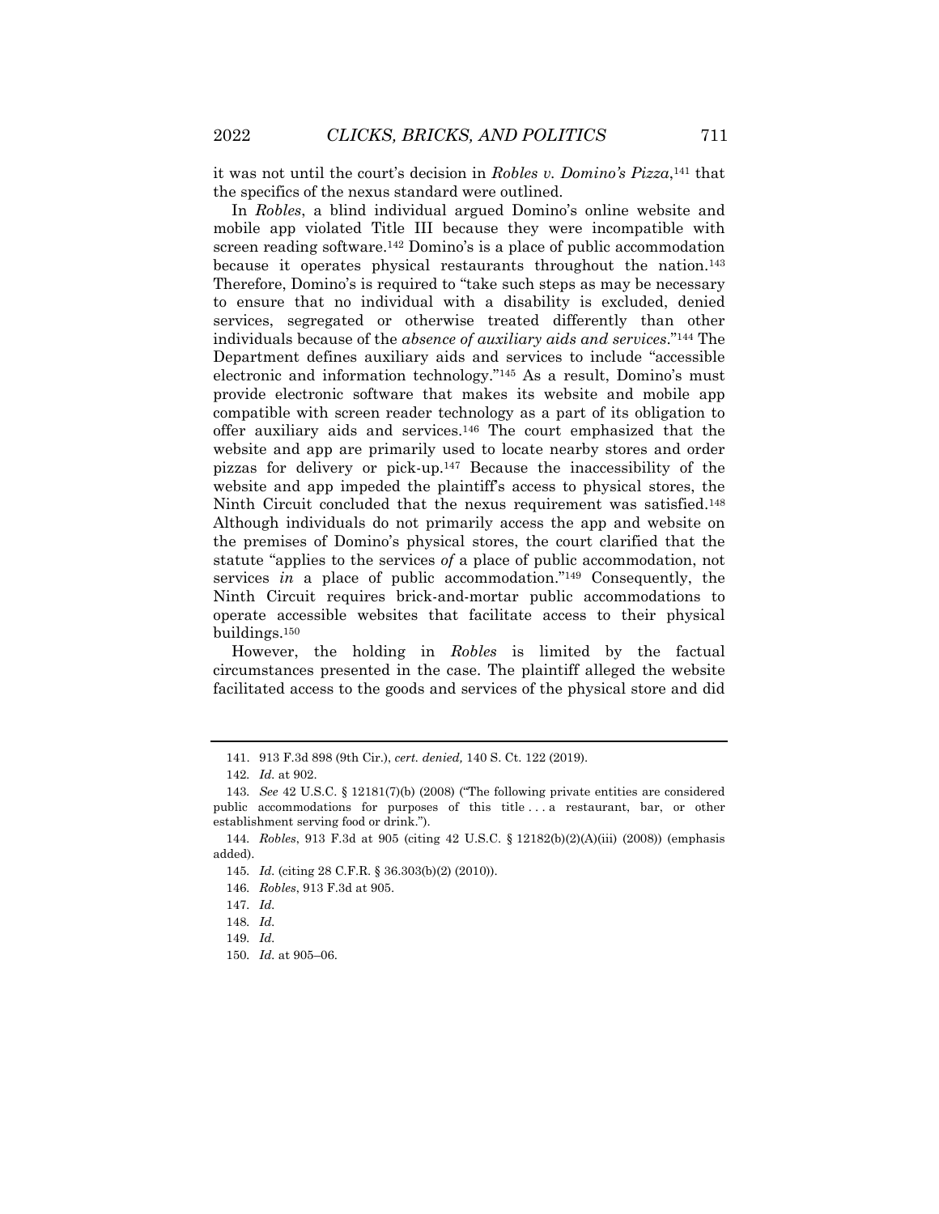it was not until the court's decision in *Robles v. Domino's Pizza*,[141] that the specifics of the nexus standard were outlined.

In *Robles*, a blind individual argued Domino's online website and mobile app violated Title III because they were incompatible with screen reading software.[142] Domino's is a place of public accommodation because it operates physical restaurants throughout the nation.[143] Therefore, Domino's is required to "take such steps as may be necessary to ensure that no individual with a disability is excluded, denied services, segregated or otherwise treated differently than other individuals because of the *absence of auxiliary aids and services*."[144] The Department defines auxiliary aids and services to include "accessible electronic and information technology."[145] As a result, Domino's must provide electronic software that makes its website and mobile app compatible with screen reader technology as a part of its obligation to offer auxiliary aids and services.[146] The court emphasized that the website and app are primarily used to locate nearby stores and order pizzas for delivery or pick-up.[147] Because the inaccessibility of the website and app impeded the plaintiff's access to physical stores, the Ninth Circuit concluded that the nexus requirement was satisfied.[148] Although individuals do not primarily access the app and website on the premises of Domino's physical stores, the court clarified that the statute "applies to the services *of* a place of public accommodation, not services *in* a place of public accommodation."[149] Consequently, the Ninth Circuit requires brick-and-mortar public accommodations to operate accessible websites that facilitate access to their physical buildings.[150]

However, the holding in *Robles* is limited by the factual circumstances presented in the case. The plaintiff alleged the website facilitated access to the goods and services of the physical store and did

---

141. 913 F.3d 898 (9th Cir.), *cert. denied,* 140 S. Ct. 122 (2019).

142. *Id.* at 902.

143. *See* 42 U.S.C. § 12181(7)(b) (2008) ("The following private entities are considered public accommodations for purposes of this title . . . a restaurant, bar, or other establishment serving food or drink.").

144. *Robles*, 913 F.3d at 905 (citing 42 U.S.C. § 12182(b)(2)(A)(iii) (2008)) (emphasis added).

145. *Id.* (citing 28 C.F.R. § 36.303(b)(2) (2010)).

146. *Robles*, 913 F.3d at 905.

147. *Id.*

148. *Id.*

149. *Id.*

150. *Id.* at 905–06.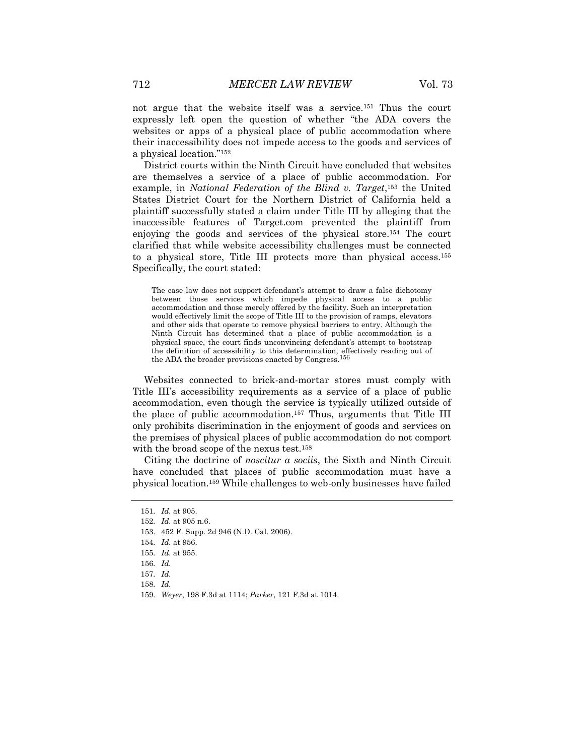not argue that the website itself was a service.[151] Thus the court expressly left open the question of whether "the ADA covers the websites or apps of a physical place of public accommodation where their inaccessibility does not impede access to the goods and services of a physical location."[152]

District courts within the Ninth Circuit have concluded that websites are themselves a service of a place of public accommodation. For example, in *National Federation of the Blind v. Target*,[153] the United States District Court for the Northern District of California held a plaintiff successfully stated a claim under Title III by alleging that the inaccessible features of Target.com prevented the plaintiff from enjoying the goods and services of the physical store.[154] The court clarified that while website accessibility challenges must be connected to a physical store, Title III protects more than physical access.[155] Specifically, the court stated:

> The case law does not support defendant's attempt to draw a false dichotomy between those services which impede physical access to a public accommodation and those merely offered by the facility. Such an interpretation would effectively limit the scope of Title III to the provision of ramps, elevators and other aids that operate to remove physical barriers to entry. Although the Ninth Circuit has determined that a place of public accommodation is a physical space, the court finds unconvincing defendant's attempt to bootstrap the definition of accessibility to this determination, effectively reading out of the ADA the broader provisions enacted by Congress.[156]

Websites connected to brick-and-mortar stores must comply with Title III's accessibility requirements as a service of a place of public accommodation, even though the service is typically utilized outside of the place of public accommodation.[157] Thus, arguments that Title III only prohibits discrimination in the enjoyment of goods and services on the premises of physical places of public accommodation do not comport with the broad scope of the nexus test.[158]

Citing the doctrine of *noscitur a sociis*, the Sixth and Ninth Circuit have concluded that places of public accommodation must have a physical location.[159] While challenges to web-only businesses have failed

---

151. *Id.* at 905.

152. *Id.* at 905 n.6.

153. 452 F. Supp. 2d 946 (N.D. Cal. 2006).

154. *Id.* at 956.

155. *Id.* at 955.

156. *Id.*

157. *Id.*

158. *Id.*

159. *Weyer*, 198 F.3d at 1114; *Parker*, 121 F.3d at 1014.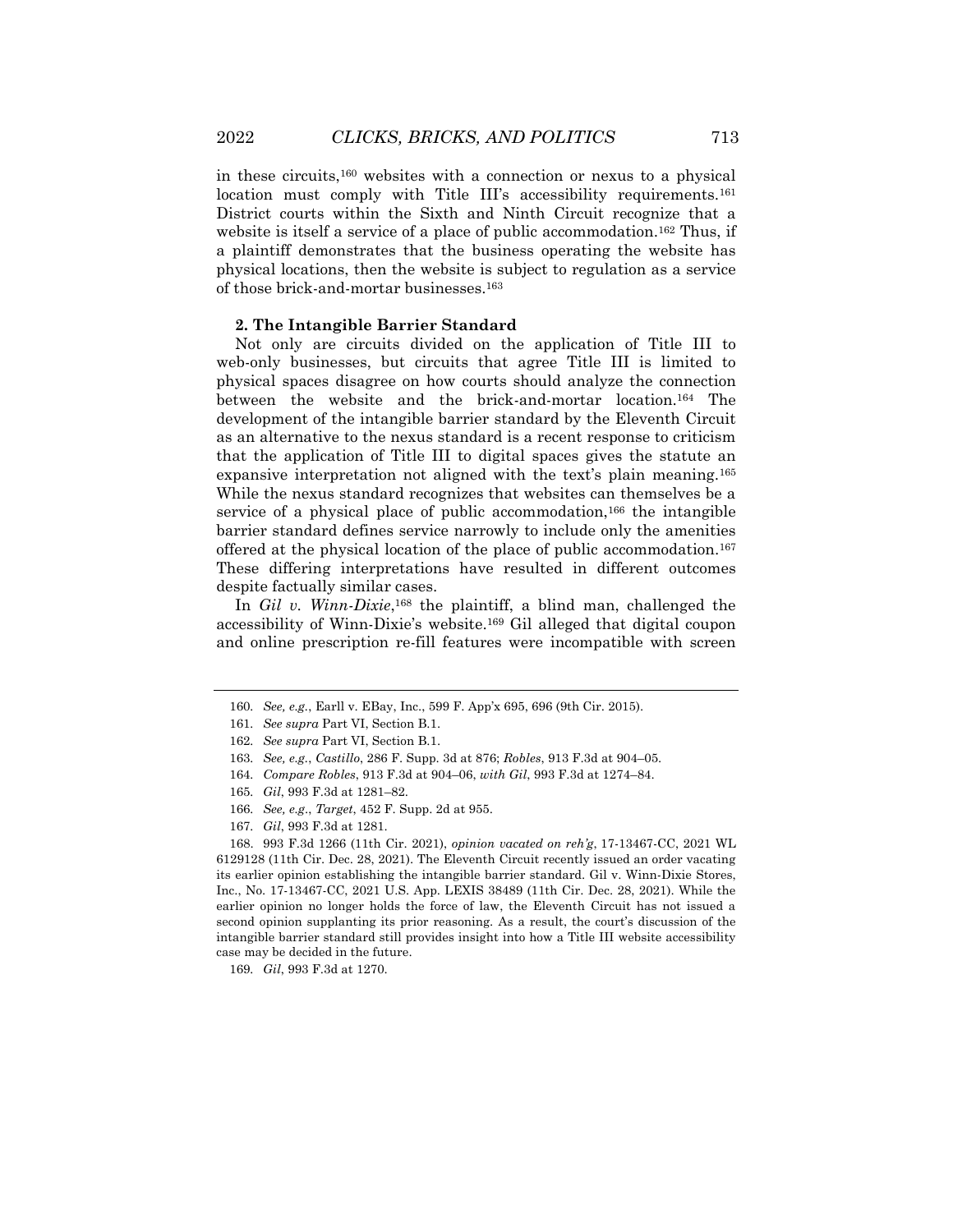in these circuits,[160] websites with a connection or nexus to a physical location must comply with Title III's accessibility requirements.[161] District courts within the Sixth and Ninth Circuit recognize that a website is itself a service of a place of public accommodation.[162] Thus, if a plaintiff demonstrates that the business operating the website has physical locations, then the website is subject to regulation as a service of those brick-and-mortar businesses.[163]

**2. The Intangible Barrier Standard**

Not only are circuits divided on the application of Title III to web-only businesses, but circuits that agree Title III is limited to physical spaces disagree on how courts should analyze the connection between the website and the brick-and-mortar location.[164] The development of the intangible barrier standard by the Eleventh Circuit as an alternative to the nexus standard is a recent response to criticism that the application of Title III to digital spaces gives the statute an expansive interpretation not aligned with the text's plain meaning.[165] While the nexus standard recognizes that websites can themselves be a service of a physical place of public accommodation,[166] the intangible barrier standard defines service narrowly to include only the amenities offered at the physical location of the place of public accommodation.[167] These differing interpretations have resulted in different outcomes despite factually similar cases.

In *Gil v. Winn-Dixie*,[168] the plaintiff, a blind man, challenged the accessibility of Winn-Dixie's website.[169] Gil alleged that digital coupon and online prescription re-fill features were incompatible with screen

---

160. *See, e.g.*, Earll v. EBay, Inc., 599 F. App'x 695, 696 (9th Cir. 2015).

161. *See supra* Part VI, Section B.1.

162. *See supra* Part VI, Section B.1.

163. *See, e.g.*, *Castillo*, 286 F. Supp. 3d at 876; *Robles*, 913 F.3d at 904–05.

164. *Compare Robles*, 913 F.3d at 904–06, *with Gil*, 993 F.3d at 1274–84.

165. *Gil*, 993 F.3d at 1281–82.

166. *See, e.g.*, *Target*, 452 F. Supp. 2d at 955.

167. *Gil*, 993 F.3d at 1281.

168. 993 F.3d 1266 (11th Cir. 2021), *opinion vacated on reh'g*, 17-13467-CC, 2021 WL 6129128 (11th Cir. Dec. 28, 2021). The Eleventh Circuit recently issued an order vacating its earlier opinion establishing the intangible barrier standard. Gil v. Winn-Dixie Stores, Inc., No. 17-13467-CC, 2021 U.S. App. LEXIS 38489 (11th Cir. Dec. 28, 2021). While the earlier opinion no longer holds the force of law, the Eleventh Circuit has not issued a second opinion supplanting its prior reasoning. As a result, the court's discussion of the intangible barrier standard still provides insight into how a Title III website accessibility case may be decided in the future.

169. *Gil*, 993 F.3d at 1270.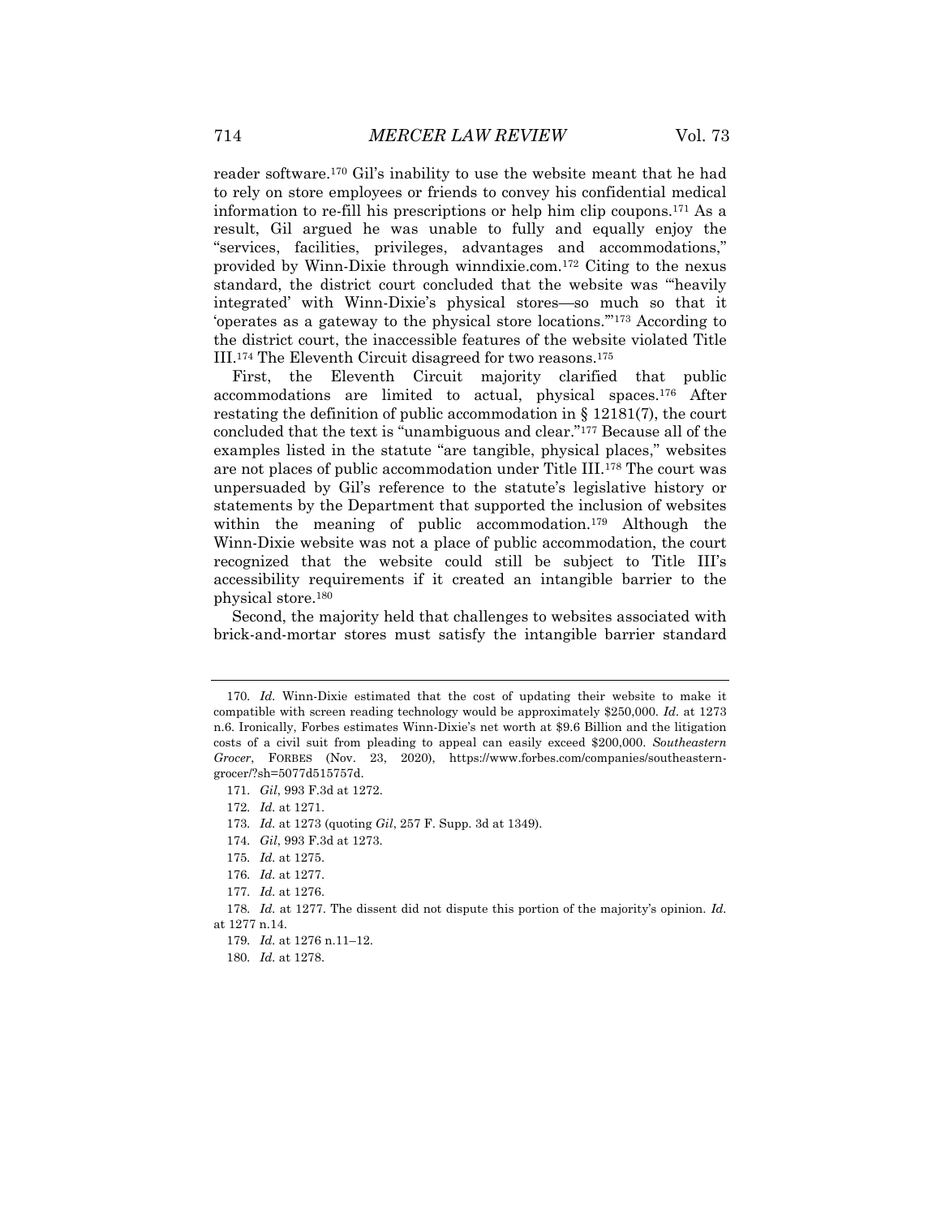reader software.[170] Gil's inability to use the website meant that he had to rely on store employees or friends to convey his confidential medical information to re-fill his prescriptions or help him clip coupons.[171] As a result, Gil argued he was unable to fully and equally enjoy the "services, facilities, privileges, advantages and accommodations," provided by Winn-Dixie through winndixie.com.[172] Citing to the nexus standard, the district court concluded that the website was "'heavily integrated' with Winn-Dixie's physical stores—so much so that it 'operates as a gateway to the physical store locations.'"[173] According to the district court, the inaccessible features of the website violated Title III.[174] The Eleventh Circuit disagreed for two reasons.[175]

First, the Eleventh Circuit majority clarified that public accommodations are limited to actual, physical spaces.[176] After restating the definition of public accommodation in § 12181(7), the court concluded that the text is "unambiguous and clear."[177] Because all of the examples listed in the statute "are tangible, physical places," websites are not places of public accommodation under Title III.[178] The court was unpersuaded by Gil's reference to the statute's legislative history or statements by the Department that supported the inclusion of websites within the meaning of public accommodation.[179] Although the Winn-Dixie website was not a place of public accommodation, the court recognized that the website could still be subject to Title III's accessibility requirements if it created an intangible barrier to the physical store.[180]

Second, the majority held that challenges to websites associated with brick-and-mortar stores must satisfy the intangible barrier standard

---

170. *Id.* Winn-Dixie estimated that the cost of updating their website to make it compatible with screen reading technology would be approximately $250,000. *Id.* at 1273 n.6. Ironically, Forbes estimates Winn-Dixie's net worth at $9.6 Billion and the litigation costs of a civil suit from pleading to appeal can easily exceed $200,000. *Southeastern Grocer*, FORBES (Nov. 23, 2020), https://www.forbes.com/companies/southeastern-grocer/?sh=5077d515757d.

171. *Gil*, 993 F.3d at 1272.

172. *Id.* at 1271.

173. *Id.* at 1273 (quoting *Gil*, 257 F. Supp. 3d at 1349).

174. *Gil*, 993 F.3d at 1273.

175. *Id.* at 1275.

176. *Id.* at 1277.

177. *Id.* at 1276.

178. *Id.* at 1277. The dissent did not dispute this portion of the majority's opinion. *Id.* at 1277 n.14.

179. *Id.* at 1276 n.11–12.

180. *Id.* at 1278.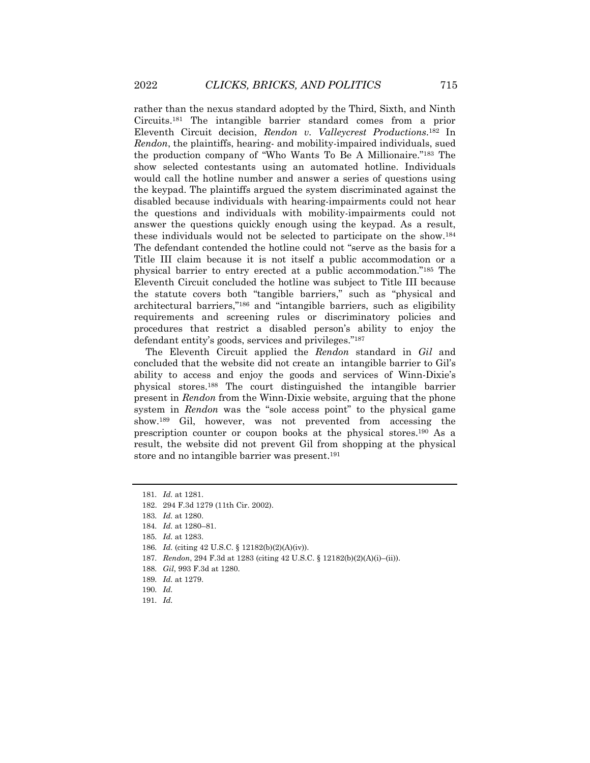rather than the nexus standard adopted by the Third, Sixth, and Ninth Circuits.[181] The intangible barrier standard comes from a prior Eleventh Circuit decision, *Rendon v. Valleycrest Productions*.[182] In *Rendon*, the plaintiffs, hearing- and mobility-impaired individuals, sued the production company of "Who Wants To Be A Millionaire."[183] The show selected contestants using an automated hotline. Individuals would call the hotline number and answer a series of questions using the keypad. The plaintiffs argued the system discriminated against the disabled because individuals with hearing-impairments could not hear the questions and individuals with mobility-impairments could not answer the questions quickly enough using the keypad. As a result, these individuals would not be selected to participate on the show.[184] The defendant contended the hotline could not "serve as the basis for a Title III claim because it is not itself a public accommodation or a physical barrier to entry erected at a public accommodation."[185] The Eleventh Circuit concluded the hotline was subject to Title III because the statute covers both "tangible barriers," such as "physical and architectural barriers,"[186] and "intangible barriers, such as eligibility requirements and screening rules or discriminatory policies and procedures that restrict a disabled person's ability to enjoy the defendant entity's goods, services and privileges."[187]

The Eleventh Circuit applied the *Rendon* standard in *Gil* and concluded that the website did not create an intangible barrier to Gil's ability to access and enjoy the goods and services of Winn-Dixie's physical stores.[188] The court distinguished the intangible barrier present in *Rendon* from the Winn-Dixie website, arguing that the phone system in *Rendon* was the "sole access point" to the physical game show.[189] Gil, however, was not prevented from accessing the prescription counter or coupon books at the physical stores.[190] As a result, the website did not prevent Gil from shopping at the physical store and no intangible barrier was present.[191]

---

181. *Id.* at 1281.
182. 294 F.3d 1279 (11th Cir. 2002).
183. *Id.* at 1280.
184. *Id.* at 1280–81.
185. *Id.* at 1283.
186. *Id.* (citing 42 U.S.C. § 12182(b)(2)(A)(iv)).
187. *Rendon*, 294 F.3d at 1283 (citing 42 U.S.C. § 12182(b)(2)(A)(i)–(ii)).
188. *Gil*, 993 F.3d at 1280.
189. *Id.* at 1279.
190. *Id.*
191. *Id.*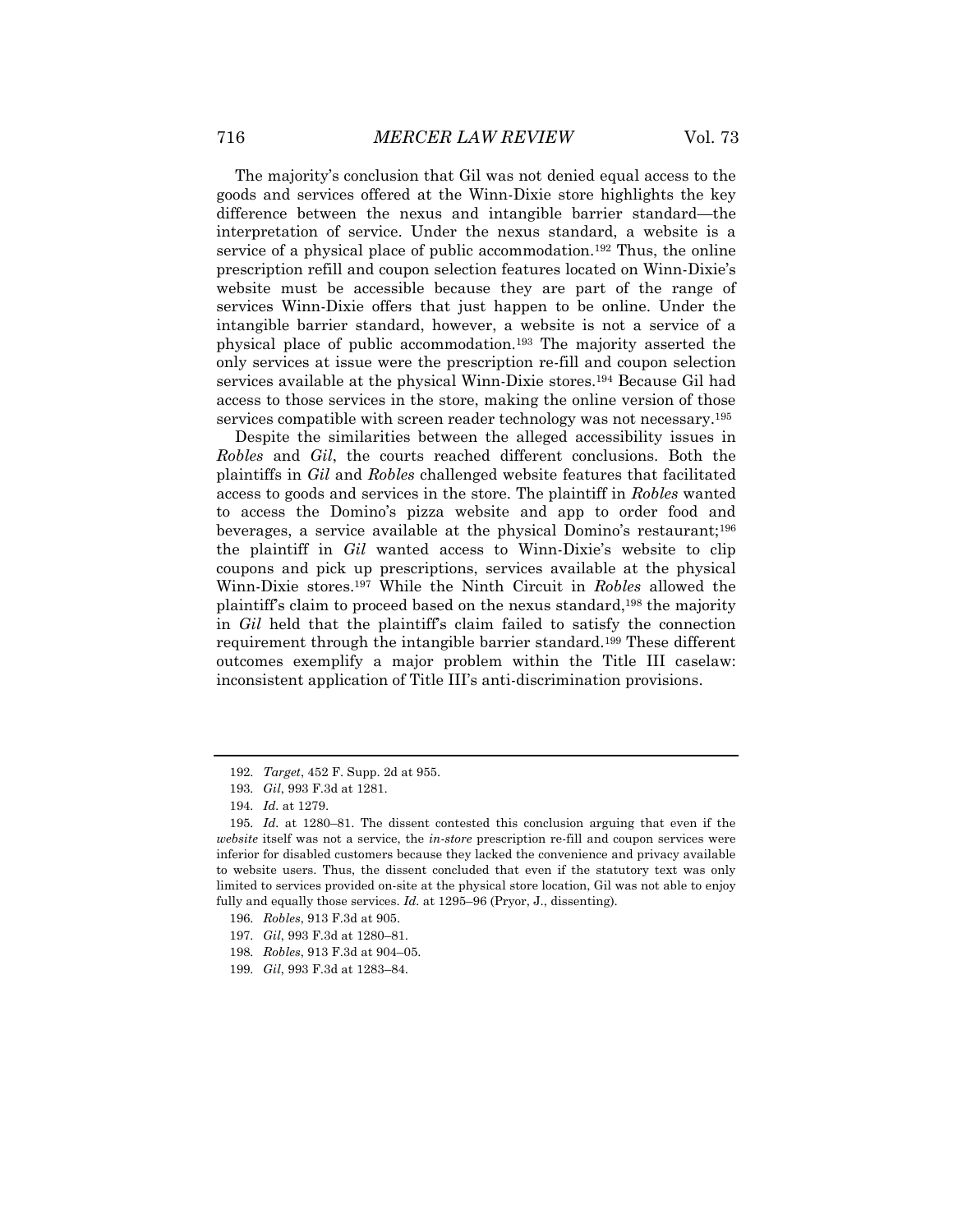The majority's conclusion that Gil was not denied equal access to the goods and services offered at the Winn-Dixie store highlights the key difference between the nexus and intangible barrier standard—the interpretation of service. Under the nexus standard, a website is a service of a physical place of public accommodation.[192] Thus, the online prescription refill and coupon selection features located on Winn-Dixie's website must be accessible because they are part of the range of services Winn-Dixie offers that just happen to be online. Under the intangible barrier standard, however, a website is not a service of a physical place of public accommodation.[193] The majority asserted the only services at issue were the prescription re-fill and coupon selection services available at the physical Winn-Dixie stores.[194] Because Gil had access to those services in the store, making the online version of those services compatible with screen reader technology was not necessary.[195]

Despite the similarities between the alleged accessibility issues in *Robles* and *Gil*, the courts reached different conclusions. Both the plaintiffs in *Gil* and *Robles* challenged website features that facilitated access to goods and services in the store. The plaintiff in *Robles* wanted to access the Domino's pizza website and app to order food and beverages, a service available at the physical Domino's restaurant;[196] the plaintiff in *Gil* wanted access to Winn-Dixie's website to clip coupons and pick up prescriptions, services available at the physical Winn-Dixie stores.[197] While the Ninth Circuit in *Robles* allowed the plaintiff's claim to proceed based on the nexus standard,[198] the majority in *Gil* held that the plaintiff's claim failed to satisfy the connection requirement through the intangible barrier standard.[199] These different outcomes exemplify a major problem within the Title III caselaw: inconsistent application of Title III's anti-discrimination provisions.

---

192. *Target*, 452 F. Supp. 2d at 955.

193. *Gil*, 993 F.3d at 1281.

194. *Id.* at 1279.

195. *Id.* at 1280–81. The dissent contested this conclusion arguing that even if the *website* itself was not a service, the *in-store* prescription re-fill and coupon services were inferior for disabled customers because they lacked the convenience and privacy available to website users. Thus, the dissent concluded that even if the statutory text was only limited to services provided on-site at the physical store location, Gil was not able to enjoy fully and equally those services. *Id.* at 1295–96 (Pryor, J., dissenting).

196. *Robles*, 913 F.3d at 905.

197. *Gil*, 993 F.3d at 1280–81.

198. *Robles*, 913 F.3d at 904–05.

199. *Gil*, 993 F.3d at 1283–84.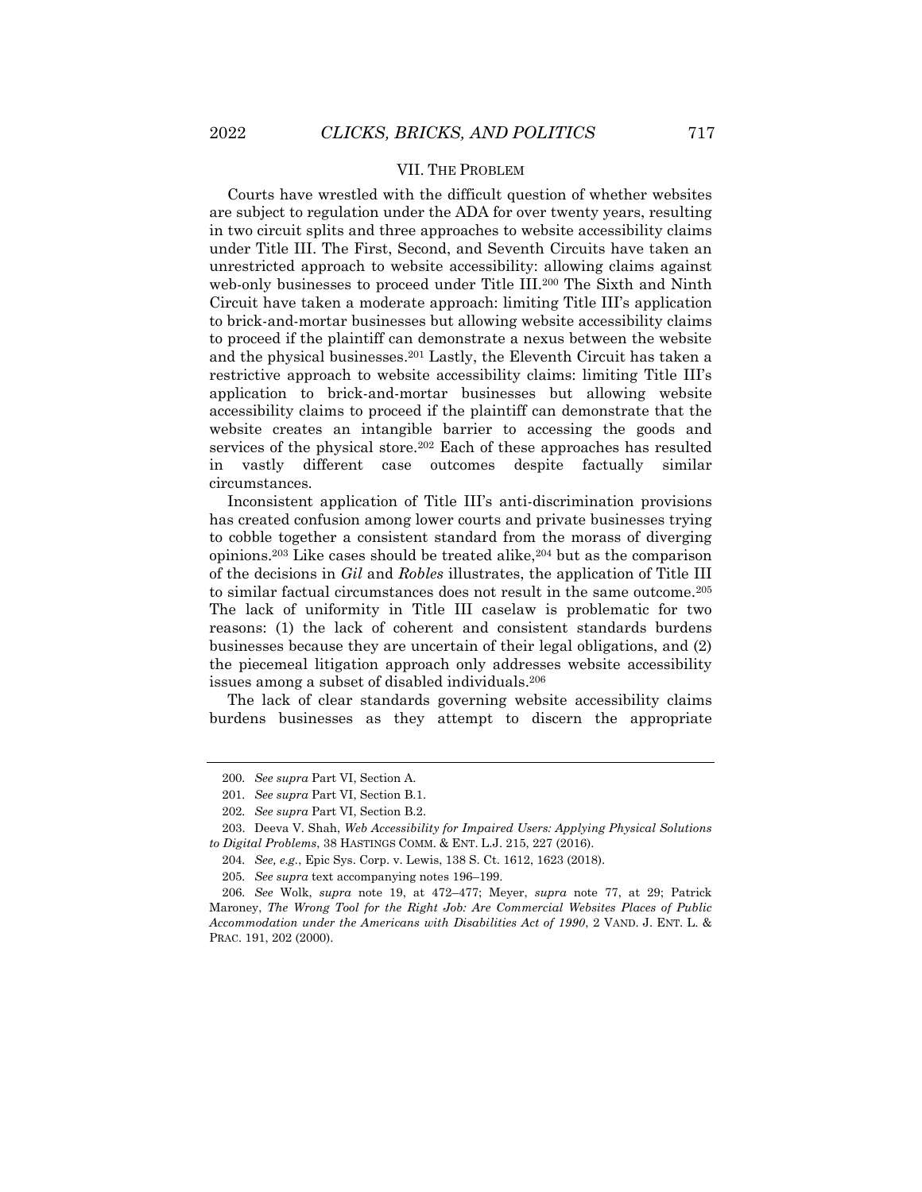## VII. THE PROBLEM

Courts have wrestled with the difficult question of whether websites are subject to regulation under the ADA for over twenty years, resulting in two circuit splits and three approaches to website accessibility claims under Title III. The First, Second, and Seventh Circuits have taken an unrestricted approach to website accessibility: allowing claims against web-only businesses to proceed under Title III.[200] The Sixth and Ninth Circuit have taken a moderate approach: limiting Title III's application to brick-and-mortar businesses but allowing website accessibility claims to proceed if the plaintiff can demonstrate a nexus between the website and the physical businesses.[201] Lastly, the Eleventh Circuit has taken a restrictive approach to website accessibility claims: limiting Title III's application to brick-and-mortar businesses but allowing website accessibility claims to proceed if the plaintiff can demonstrate that the website creates an intangible barrier to accessing the goods and services of the physical store.[202] Each of these approaches has resulted in vastly different case outcomes despite factually similar circumstances.

Inconsistent application of Title III's anti-discrimination provisions has created confusion among lower courts and private businesses trying to cobble together a consistent standard from the morass of diverging opinions.[203] Like cases should be treated alike,[204] but as the comparison of the decisions in *Gil* and *Robles* illustrates, the application of Title III to similar factual circumstances does not result in the same outcome.[205] The lack of uniformity in Title III caselaw is problematic for two reasons: (1) the lack of coherent and consistent standards burdens businesses because they are uncertain of their legal obligations, and (2) the piecemeal litigation approach only addresses website accessibility issues among a subset of disabled individuals.[206]

The lack of clear standards governing website accessibility claims burdens businesses as they attempt to discern the appropriate

---

200. *See supra* Part VI, Section A.

201. *See supra* Part VI, Section B.1.

202. *See supra* Part VI, Section B.2.

203. Deeva V. Shah, *Web Accessibility for Impaired Users: Applying Physical Solutions to Digital Problems*, 38 HASTINGS COMM. & ENT. L.J. 215, 227 (2016).

204. *See, e.g.*, Epic Sys. Corp. v. Lewis, 138 S. Ct. 1612, 1623 (2018).

205. *See supra* text accompanying notes 196–199.

206. *See* Wolk, *supra* note 19, at 472–477; Meyer, *supra* note 77, at 29; Patrick Maroney, *The Wrong Tool for the Right Job: Are Commercial Websites Places of Public Accommodation under the Americans with Disabilities Act of 1990*, 2 VAND. J. ENT. L. & PRAC. 191, 202 (2000).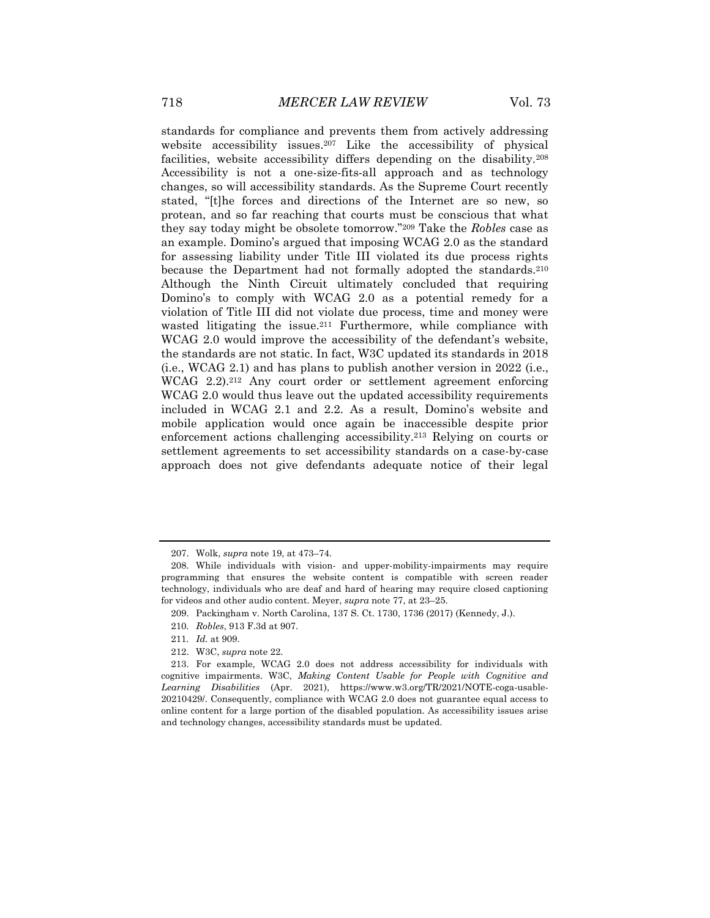standards for compliance and prevents them from actively addressing website accessibility issues.[207] Like the accessibility of physical facilities, website accessibility differs depending on the disability.[208] Accessibility is not a one-size-fits-all approach and as technology changes, so will accessibility standards. As the Supreme Court recently stated, "[t]he forces and directions of the Internet are so new, so protean, and so far reaching that courts must be conscious that what they say today might be obsolete tomorrow."[209] Take the *Robles* case as an example. Domino's argued that imposing WCAG 2.0 as the standard for assessing liability under Title III violated its due process rights because the Department had not formally adopted the standards.[210] Although the Ninth Circuit ultimately concluded that requiring Domino's to comply with WCAG 2.0 as a potential remedy for a violation of Title III did not violate due process, time and money were wasted litigating the issue.[211] Furthermore, while compliance with WCAG 2.0 would improve the accessibility of the defendant's website, the standards are not static. In fact, W3C updated its standards in 2018 (i.e., WCAG 2.1) and has plans to publish another version in 2022 (i.e., WCAG 2.2).[212] Any court order or settlement agreement enforcing WCAG 2.0 would thus leave out the updated accessibility requirements included in WCAG 2.1 and 2.2. As a result, Domino's website and mobile application would once again be inaccessible despite prior enforcement actions challenging accessibility.[213] Relying on courts or settlement agreements to set accessibility standards on a case-by-case approach does not give defendants adequate notice of their legal

---

207. Wolk, *supra* note 19, at 473–74.

208. While individuals with vision- and upper-mobility-impairments may require programming that ensures the website content is compatible with screen reader technology, individuals who are deaf and hard of hearing may require closed captioning for videos and other audio content. Meyer, *supra* note 77, at 23–25.

209. Packingham v. North Carolina, 137 S. Ct. 1730, 1736 (2017) (Kennedy, J.).

210. *Robles*, 913 F.3d at 907.

211. *Id.* at 909.

212. W3C, *supra* note 22.

213. For example, WCAG 2.0 does not address accessibility for individuals with cognitive impairments. W3C, *Making Content Usable for People with Cognitive and Learning Disabilities* (Apr. 2021), https://www.w3.org/TR/2021/NOTE-coga-usable-20210429/. Consequently, compliance with WCAG 2.0 does not guarantee equal access to online content for a large portion of the disabled population. As accessibility issues arise and technology changes, accessibility standards must be updated.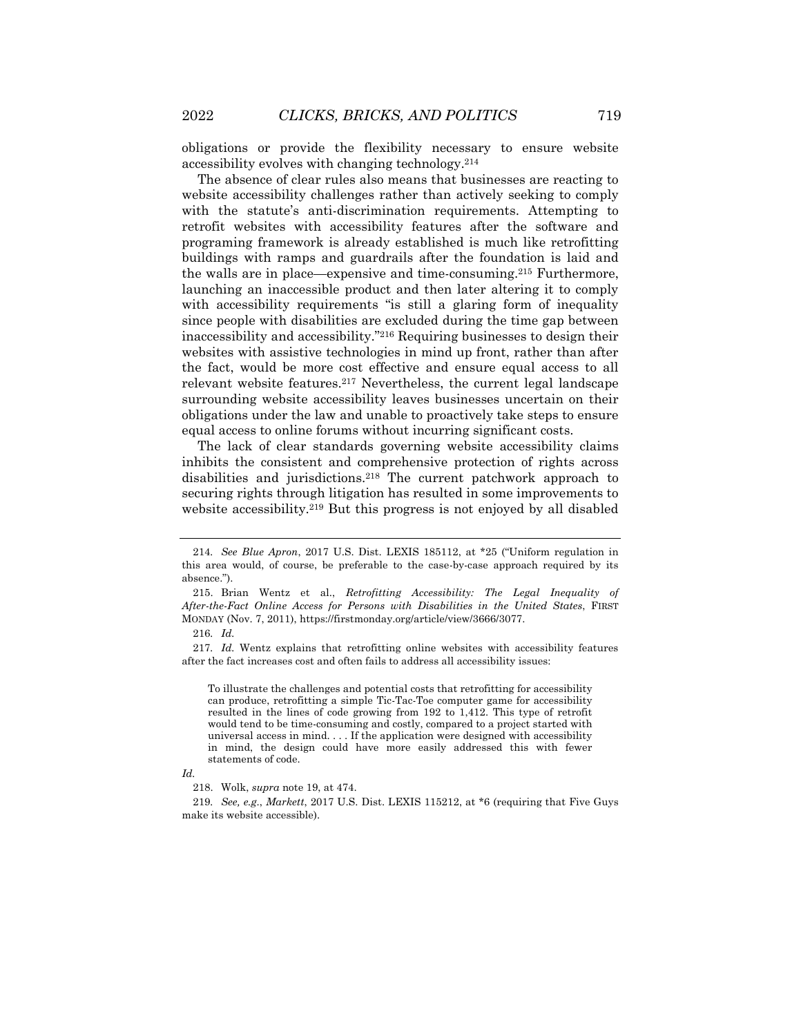obligations or provide the flexibility necessary to ensure website accessibility evolves with changing technology.[214]

The absence of clear rules also means that businesses are reacting to website accessibility challenges rather than actively seeking to comply with the statute's anti-discrimination requirements. Attempting to retrofit websites with accessibility features after the software and programing framework is already established is much like retrofitting buildings with ramps and guardrails after the foundation is laid and the walls are in place—expensive and time-consuming.[215] Furthermore, launching an inaccessible product and then later altering it to comply with accessibility requirements "is still a glaring form of inequality since people with disabilities are excluded during the time gap between inaccessibility and accessibility."[216] Requiring businesses to design their websites with assistive technologies in mind up front, rather than after the fact, would be more cost effective and ensure equal access to all relevant website features.[217] Nevertheless, the current legal landscape surrounding website accessibility leaves businesses uncertain on their obligations under the law and unable to proactively take steps to ensure equal access to online forums without incurring significant costs.

The lack of clear standards governing website accessibility claims inhibits the consistent and comprehensive protection of rights across disabilities and jurisdictions.[218] The current patchwork approach to securing rights through litigation has resulted in some improvements to website accessibility.[219] But this progress is not enjoyed by all disabled

---

214. *See Blue Apron*, 2017 U.S. Dist. LEXIS 185112, at *25 ("Uniform regulation in this area would, of course, be preferable to the case-by-case approach required by its absence.").

215. Brian Wentz et al., *Retrofitting Accessibility: The Legal Inequality of After-the-Fact Online Access for Persons with Disabilities in the United States*, FIRST MONDAY (Nov. 7, 2011), https://firstmonday.org/article/view/3666/3077.

216. *Id.*

217. *Id.* Wentz explains that retrofitting online websites with accessibility features after the fact increases cost and often fails to address all accessibility issues:

> To illustrate the challenges and potential costs that retrofitting for accessibility can produce, retrofitting a simple Tic-Tac-Toe computer game for accessibility resulted in the lines of code growing from 192 to 1,412. This type of retrofit would tend to be time-consuming and costly, compared to a project started with universal access in mind. . . . If the application were designed with accessibility in mind, the design could have more easily addressed this with fewer statements of code.

*Id.*

218. Wolk, *supra* note 19, at 474.

219. *See, e.g.*, *Markett*, 2017 U.S. Dist. LEXIS 115212, at *6 (requiring that Five Guys make its website accessible).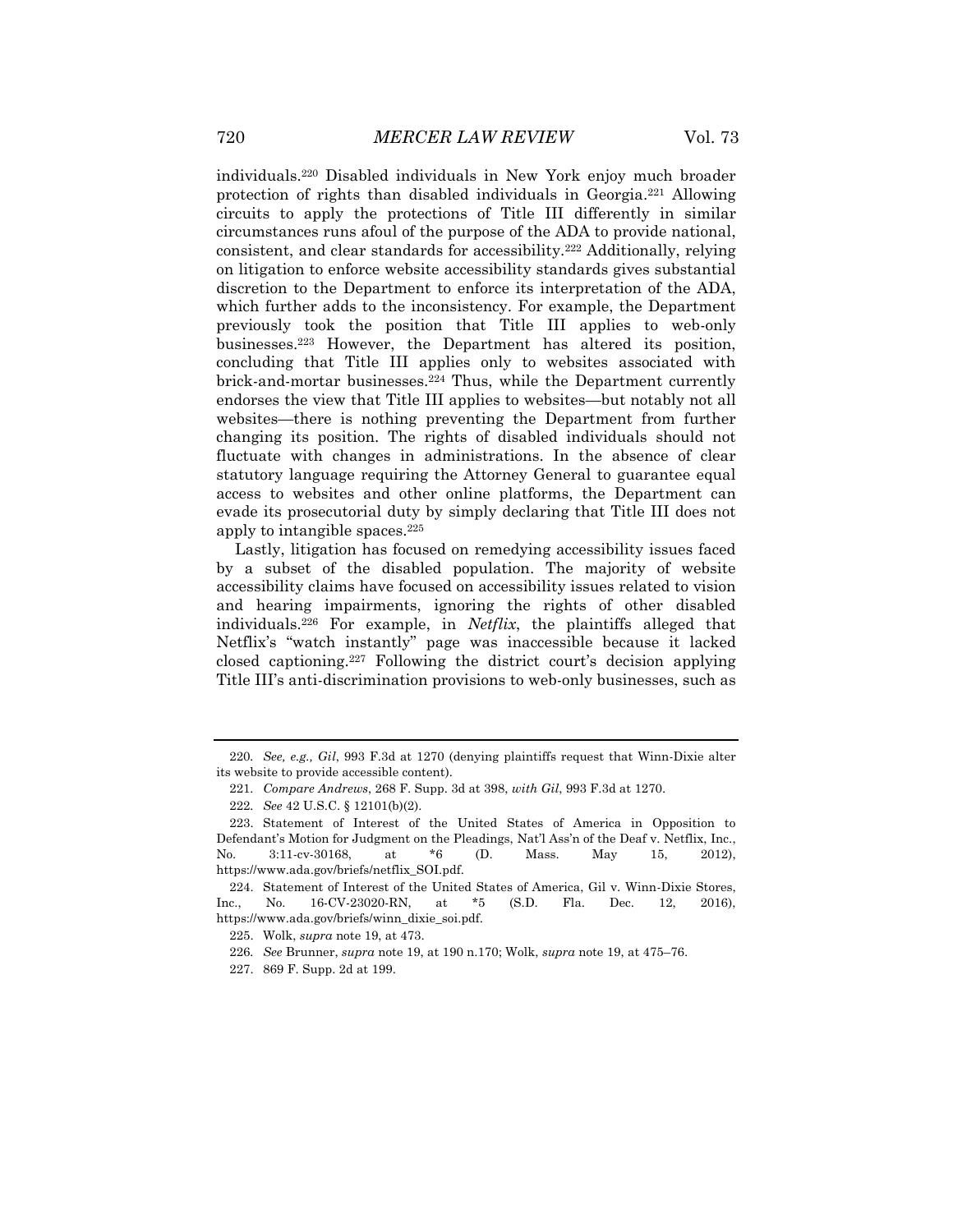individuals.[220] Disabled individuals in New York enjoy much broader protection of rights than disabled individuals in Georgia.[221] Allowing circuits to apply the protections of Title III differently in similar circumstances runs afoul of the purpose of the ADA to provide national, consistent, and clear standards for accessibility.[222] Additionally, relying on litigation to enforce website accessibility standards gives substantial discretion to the Department to enforce its interpretation of the ADA, which further adds to the inconsistency. For example, the Department previously took the position that Title III applies to web-only businesses.[223] However, the Department has altered its position, concluding that Title III applies only to websites associated with brick-and-mortar businesses.[224] Thus, while the Department currently endorses the view that Title III applies to websites—but notably not all websites—there is nothing preventing the Department from further changing its position. The rights of disabled individuals should not fluctuate with changes in administrations. In the absence of clear statutory language requiring the Attorney General to guarantee equal access to websites and other online platforms, the Department can evade its prosecutorial duty by simply declaring that Title III does not apply to intangible spaces.[225]

Lastly, litigation has focused on remedying accessibility issues faced by a subset of the disabled population. The majority of website accessibility claims have focused on accessibility issues related to vision and hearing impairments, ignoring the rights of other disabled individuals.[226] For example, in *Netflix*, the plaintiffs alleged that Netflix's "watch instantly" page was inaccessible because it lacked closed captioning.[227] Following the district court's decision applying Title III's anti-discrimination provisions to web-only businesses, such as

---

220. *See, e.g., Gil*, 993 F.3d at 1270 (denying plaintiffs request that Winn-Dixie alter its website to provide accessible content).

221. *Compare Andrews*, 268 F. Supp. 3d at 398, *with Gil*, 993 F.3d at 1270.

222. *See* 42 U.S.C. § 12101(b)(2).

223. Statement of Interest of the United States of America in Opposition to Defendant's Motion for Judgment on the Pleadings, Nat'l Ass'n of the Deaf v. Netflix, Inc., No. 3:11-cv-30168, at *6 (D. Mass. May 15, 2012), https://www.ada.gov/briefs/netflix_SOI.pdf.

224. Statement of Interest of the United States of America, Gil v. Winn-Dixie Stores, Inc., No. 16-CV-23020-RN, at *5 (S.D. Fla. Dec. 12, 2016), https://www.ada.gov/briefs/winn_dixie_soi.pdf.

225. Wolk, *supra* note 19, at 473.

226. *See* Brunner, *supra* note 19, at 190 n.170; Wolk, *supra* note 19, at 475–76.

227. 869 F. Supp. 2d at 199.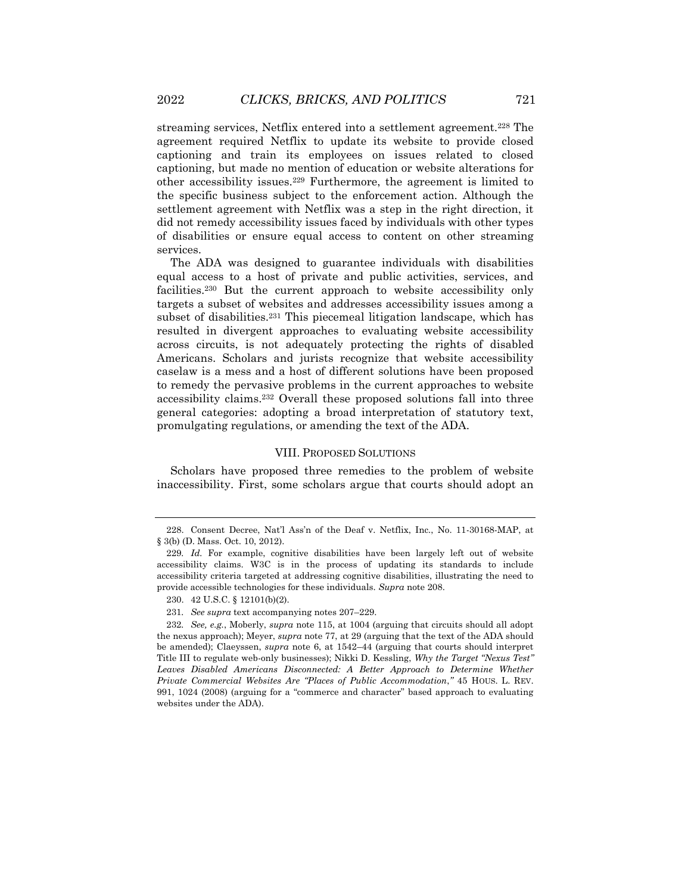streaming services, Netflix entered into a settlement agreement.[228] The agreement required Netflix to update its website to provide closed captioning and train its employees on issues related to closed captioning, but made no mention of education or website alterations for other accessibility issues.[229] Furthermore, the agreement is limited to the specific business subject to the enforcement action. Although the settlement agreement with Netflix was a step in the right direction, it did not remedy accessibility issues faced by individuals with other types of disabilities or ensure equal access to content on other streaming services.

The ADA was designed to guarantee individuals with disabilities equal access to a host of private and public activities, services, and facilities.[230] But the current approach to website accessibility only targets a subset of websites and addresses accessibility issues among a subset of disabilities.[231] This piecemeal litigation landscape, which has resulted in divergent approaches to evaluating website accessibility across circuits, is not adequately protecting the rights of disabled Americans. Scholars and jurists recognize that website accessibility caselaw is a mess and a host of different solutions have been proposed to remedy the pervasive problems in the current approaches to website accessibility claims.[232] Overall these proposed solutions fall into three general categories: adopting a broad interpretation of statutory text, promulgating regulations, or amending the text of the ADA.

## VIII. PROPOSED SOLUTIONS

Scholars have proposed three remedies to the problem of website inaccessibility. First, some scholars argue that courts should adopt an

---

228. Consent Decree, Nat'l Ass'n of the Deaf v. Netflix, Inc., No. 11-30168-MAP, at § 3(b) (D. Mass. Oct. 10, 2012).

229. *Id.* For example, cognitive disabilities have been largely left out of website accessibility claims. W3C is in the process of updating its standards to include accessibility criteria targeted at addressing cognitive disabilities, illustrating the need to provide accessible technologies for these individuals. *Supra* note 208.

230. 42 U.S.C. § 12101(b)(2).

231. *See supra* text accompanying notes 207–229.

232. *See, e.g.*, Moberly, *supra* note 115, at 1004 (arguing that circuits should all adopt the nexus approach); Meyer, *supra* note 77, at 29 (arguing that the text of the ADA should be amended); Claeyssen, *supra* note 6, at 1542–44 (arguing that courts should interpret Title III to regulate web-only businesses); Nikki D. Kessling, *Why the Target "Nexus Test" Leaves Disabled Americans Disconnected: A Better Approach to Determine Whether Private Commercial Websites Are "Places of Public Accommodation*,*"* 45 HOUS. L. REV. 991, 1024 (2008) (arguing for a "commerce and character" based approach to evaluating websites under the ADA).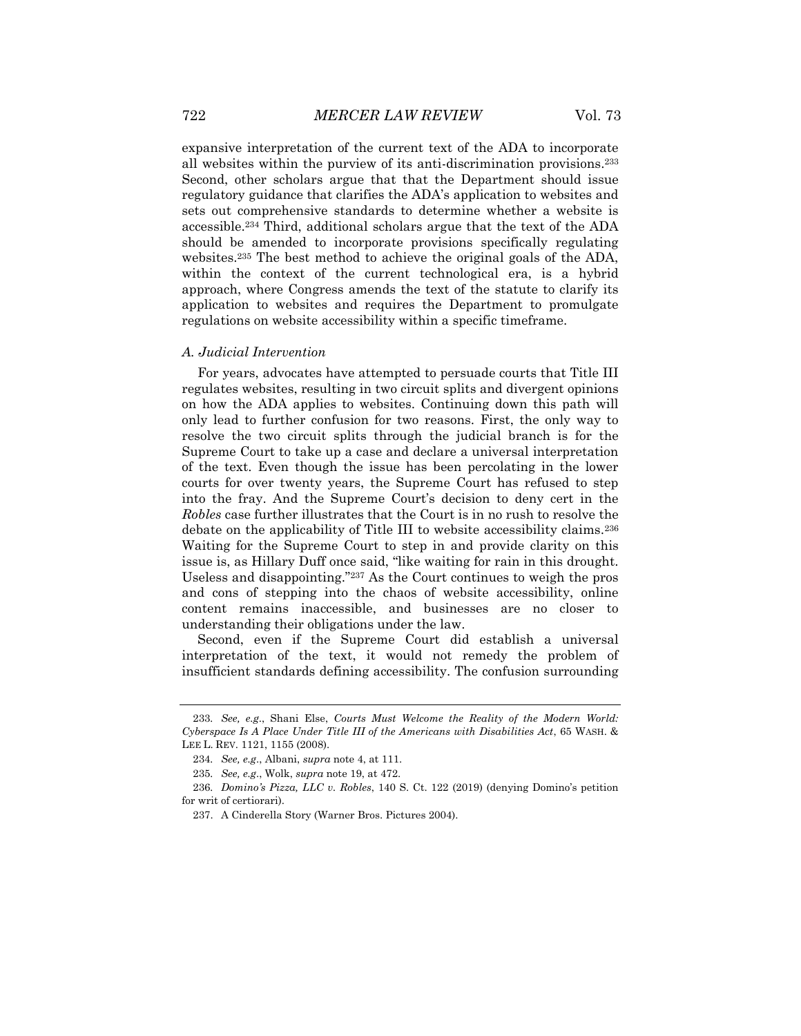expansive interpretation of the current text of the ADA to incorporate all websites within the purview of its anti-discrimination provisions.[233] Second, other scholars argue that that the Department should issue regulatory guidance that clarifies the ADA's application to websites and sets out comprehensive standards to determine whether a website is accessible.[234] Third, additional scholars argue that the text of the ADA should be amended to incorporate provisions specifically regulating websites.[235] The best method to achieve the original goals of the ADA, within the context of the current technological era, is a hybrid approach, where Congress amends the text of the statute to clarify its application to websites and requires the Department to promulgate regulations on website accessibility within a specific timeframe.

### *A. Judicial Intervention*

For years, advocates have attempted to persuade courts that Title III regulates websites, resulting in two circuit splits and divergent opinions on how the ADA applies to websites. Continuing down this path will only lead to further confusion for two reasons. First, the only way to resolve the two circuit splits through the judicial branch is for the Supreme Court to take up a case and declare a universal interpretation of the text. Even though the issue has been percolating in the lower courts for over twenty years, the Supreme Court has refused to step into the fray. And the Supreme Court's decision to deny cert in the *Robles* case further illustrates that the Court is in no rush to resolve the debate on the applicability of Title III to website accessibility claims.[236] Waiting for the Supreme Court to step in and provide clarity on this issue is, as Hillary Duff once said, "like waiting for rain in this drought. Useless and disappointing."[237] As the Court continues to weigh the pros and cons of stepping into the chaos of website accessibility, online content remains inaccessible, and businesses are no closer to understanding their obligations under the law.

Second, even if the Supreme Court did establish a universal interpretation of the text, it would not remedy the problem of insufficient standards defining accessibility. The confusion surrounding

---

233. *See, e.g.*, Shani Else, *Courts Must Welcome the Reality of the Modern World: Cyberspace Is A Place Under Title III of the Americans with Disabilities Act*, 65 WASH. & LEE L. REV. 1121, 1155 (2008).

234. *See, e.g.*, Albani, *supra* note 4, at 111.

235. *See, e.g.*, Wolk, *supra* note 19, at 472.

236. *Domino's Pizza, LLC v. Robles*, 140 S. Ct. 122 (2019) (denying Domino's petition for writ of certiorari).

237. A Cinderella Story (Warner Bros. Pictures 2004).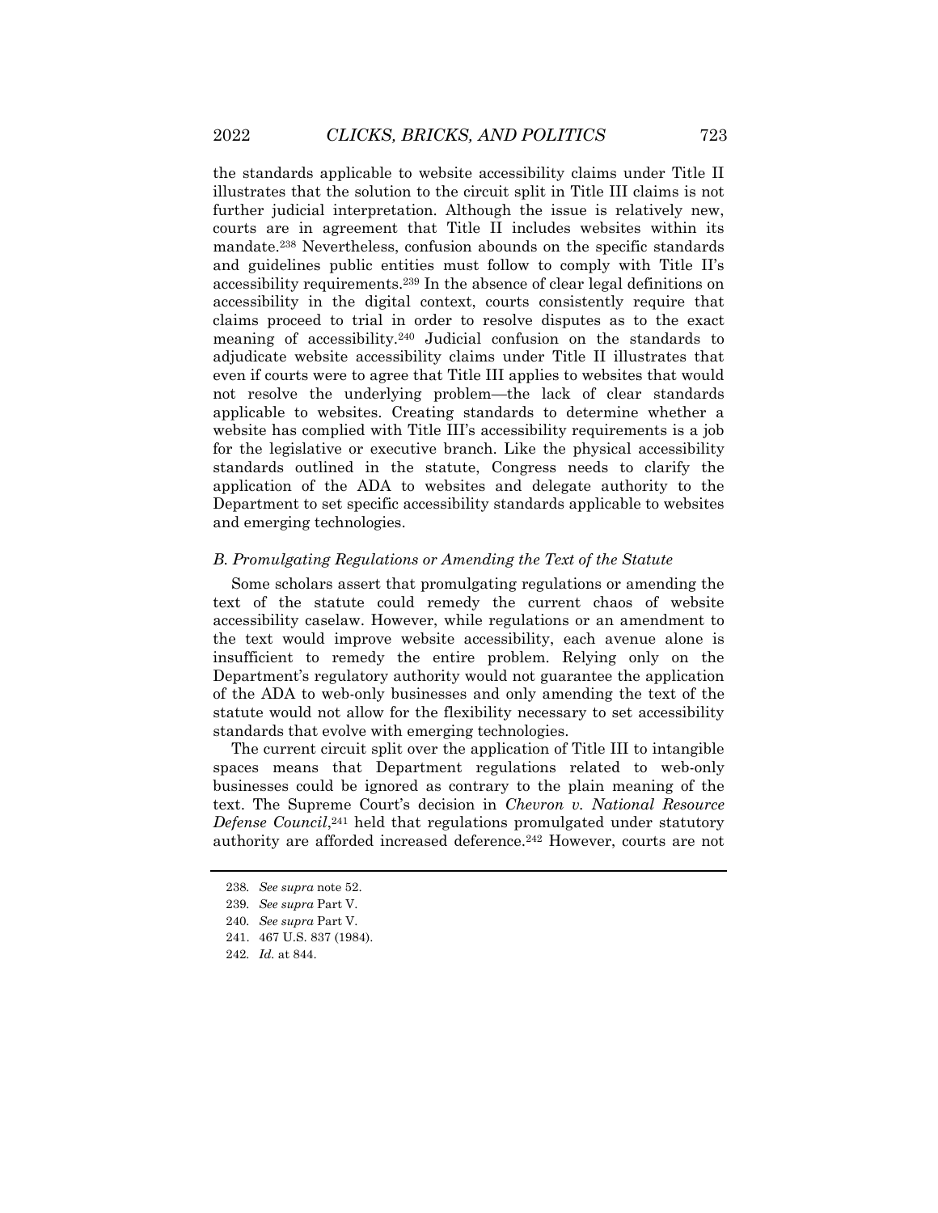the standards applicable to website accessibility claims under Title II illustrates that the solution to the circuit split in Title III claims is not further judicial interpretation. Although the issue is relatively new, courts are in agreement that Title II includes websites within its mandate.[238] Nevertheless, confusion abounds on the specific standards and guidelines public entities must follow to comply with Title II's accessibility requirements.[239] In the absence of clear legal definitions on accessibility in the digital context, courts consistently require that claims proceed to trial in order to resolve disputes as to the exact meaning of accessibility.[240] Judicial confusion on the standards to adjudicate website accessibility claims under Title II illustrates that even if courts were to agree that Title III applies to websites that would not resolve the underlying problem—the lack of clear standards applicable to websites. Creating standards to determine whether a website has complied with Title III's accessibility requirements is a job for the legislative or executive branch. Like the physical accessibility standards outlined in the statute, Congress needs to clarify the application of the ADA to websites and delegate authority to the Department to set specific accessibility standards applicable to websites and emerging technologies.

### *B. Promulgating Regulations or Amending the Text of the Statute*

Some scholars assert that promulgating regulations or amending the text of the statute could remedy the current chaos of website accessibility caselaw. However, while regulations or an amendment to the text would improve website accessibility, each avenue alone is insufficient to remedy the entire problem. Relying only on the Department's regulatory authority would not guarantee the application of the ADA to web-only businesses and only amending the text of the statute would not allow for the flexibility necessary to set accessibility standards that evolve with emerging technologies.

The current circuit split over the application of Title III to intangible spaces means that Department regulations related to web-only businesses could be ignored as contrary to the plain meaning of the text. The Supreme Court's decision in *Chevron v. National Resource Defense Council*,[241] held that regulations promulgated under statutory authority are afforded increased deference.[242] However, courts are not

---

238. *See supra* note 52.
239. *See supra* Part V.
240. *See supra* Part V.
241. 467 U.S. 837 (1984).
242. *Id.* at 844.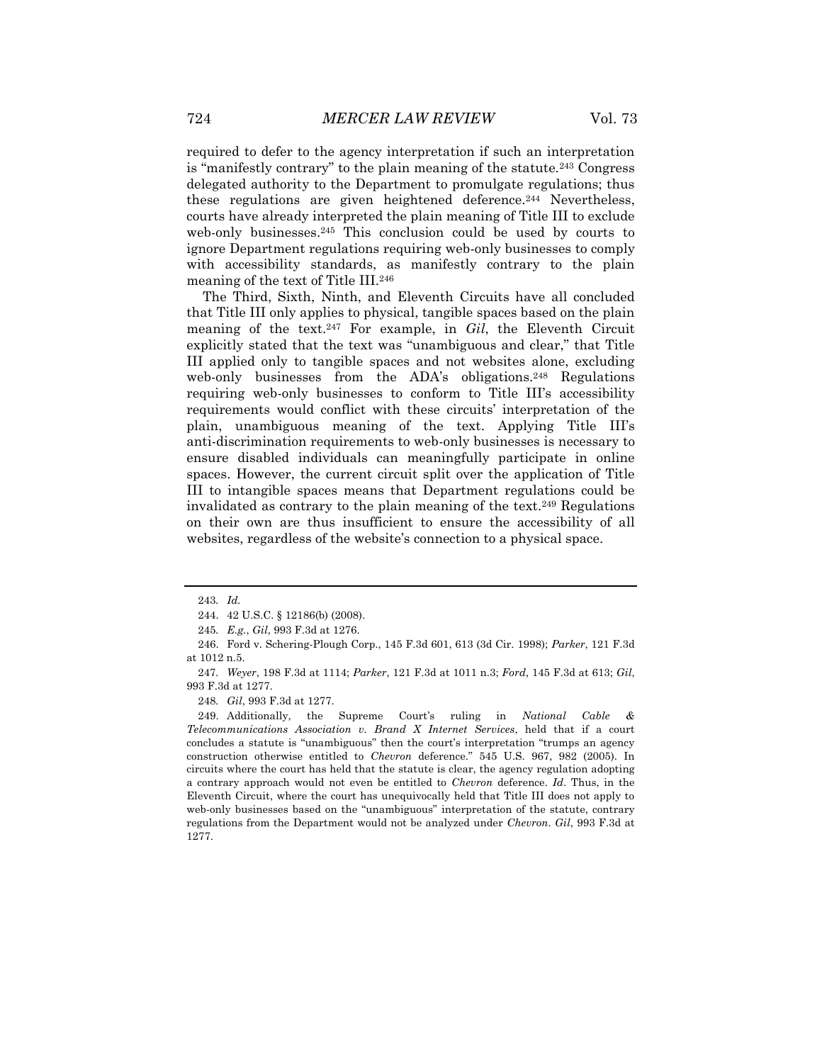required to defer to the agency interpretation if such an interpretation is "manifestly contrary" to the plain meaning of the statute.[243] Congress delegated authority to the Department to promulgate regulations; thus these regulations are given heightened deference.[244] Nevertheless, courts have already interpreted the plain meaning of Title III to exclude web-only businesses.[245] This conclusion could be used by courts to ignore Department regulations requiring web-only businesses to comply with accessibility standards, as manifestly contrary to the plain meaning of the text of Title III.[246]

The Third, Sixth, Ninth, and Eleventh Circuits have all concluded that Title III only applies to physical, tangible spaces based on the plain meaning of the text.[247] For example, in *Gil*, the Eleventh Circuit explicitly stated that the text was "unambiguous and clear," that Title III applied only to tangible spaces and not websites alone, excluding web-only businesses from the ADA's obligations.[248] Regulations requiring web-only businesses to conform to Title III's accessibility requirements would conflict with these circuits' interpretation of the plain, unambiguous meaning of the text. Applying Title III's anti-discrimination requirements to web-only businesses is necessary to ensure disabled individuals can meaningfully participate in online spaces. However, the current circuit split over the application of Title III to intangible spaces means that Department regulations could be invalidated as contrary to the plain meaning of the text.[249] Regulations on their own are thus insufficient to ensure the accessibility of all websites, regardless of the website's connection to a physical space.

---

243. *Id.*

244. 42 U.S.C. § 12186(b) (2008).

245. *E.g.*, *Gil*, 993 F.3d at 1276.

246. Ford v. Schering-Plough Corp., 145 F.3d 601, 613 (3d Cir. 1998); *Parker*, 121 F.3d at 1012 n.5.

247. *Weyer*, 198 F.3d at 1114; *Parker*, 121 F.3d at 1011 n.3; *Ford*, 145 F.3d at 613; *Gil*, 993 F.3d at 1277.

248. *Gil*, 993 F.3d at 1277.

249. Additionally, the Supreme Court's ruling in *National Cable & Telecommunications Association v. Brand X Internet Services*, held that if a court concludes a statute is "unambiguous" then the court's interpretation "trumps an agency construction otherwise entitled to *Chevron* deference." 545 U.S. 967, 982 (2005). In circuits where the court has held that the statute is clear, the agency regulation adopting a contrary approach would not even be entitled to *Chevron* deference. *Id*. Thus, in the Eleventh Circuit, where the court has unequivocally held that Title III does not apply to web-only businesses based on the "unambiguous" interpretation of the statute, contrary regulations from the Department would not be analyzed under *Chevron*. *Gil*, 993 F.3d at 1277.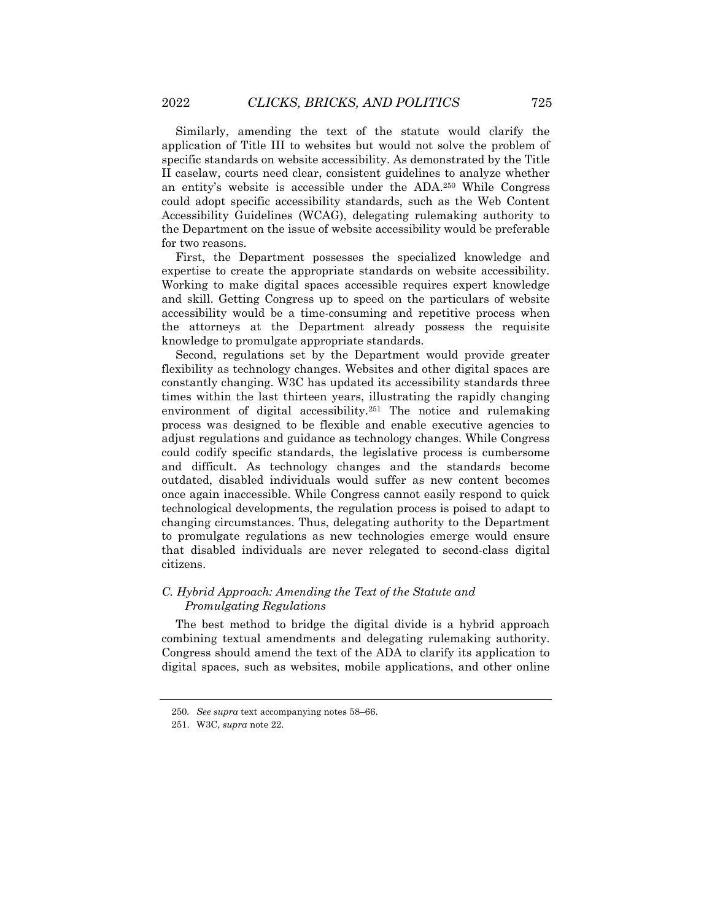Similarly, amending the text of the statute would clarify the application of Title III to websites but would not solve the problem of specific standards on website accessibility. As demonstrated by the Title II caselaw, courts need clear, consistent guidelines to analyze whether an entity's website is accessible under the ADA.[250] While Congress could adopt specific accessibility standards, such as the Web Content Accessibility Guidelines (WCAG), delegating rulemaking authority to the Department on the issue of website accessibility would be preferable for two reasons.

First, the Department possesses the specialized knowledge and expertise to create the appropriate standards on website accessibility. Working to make digital spaces accessible requires expert knowledge and skill. Getting Congress up to speed on the particulars of website accessibility would be a time-consuming and repetitive process when the attorneys at the Department already possess the requisite knowledge to promulgate appropriate standards.

Second, regulations set by the Department would provide greater flexibility as technology changes. Websites and other digital spaces are constantly changing. W3C has updated its accessibility standards three times within the last thirteen years, illustrating the rapidly changing environment of digital accessibility.[251] The notice and rulemaking process was designed to be flexible and enable executive agencies to adjust regulations and guidance as technology changes. While Congress could codify specific standards, the legislative process is cumbersome and difficult. As technology changes and the standards become outdated, disabled individuals would suffer as new content becomes once again inaccessible. While Congress cannot easily respond to quick technological developments, the regulation process is poised to adapt to changing circumstances. Thus, delegating authority to the Department to promulgate regulations as new technologies emerge would ensure that disabled individuals are never relegated to second-class digital citizens.

### *C. Hybrid Approach: Amending the Text of the Statute and Promulgating Regulations*

The best method to bridge the digital divide is a hybrid approach combining textual amendments and delegating rulemaking authority. Congress should amend the text of the ADA to clarify its application to digital spaces, such as websites, mobile applications, and other online

---

250. *See supra* text accompanying notes 58–66.

251. W3C, *supra* note 22.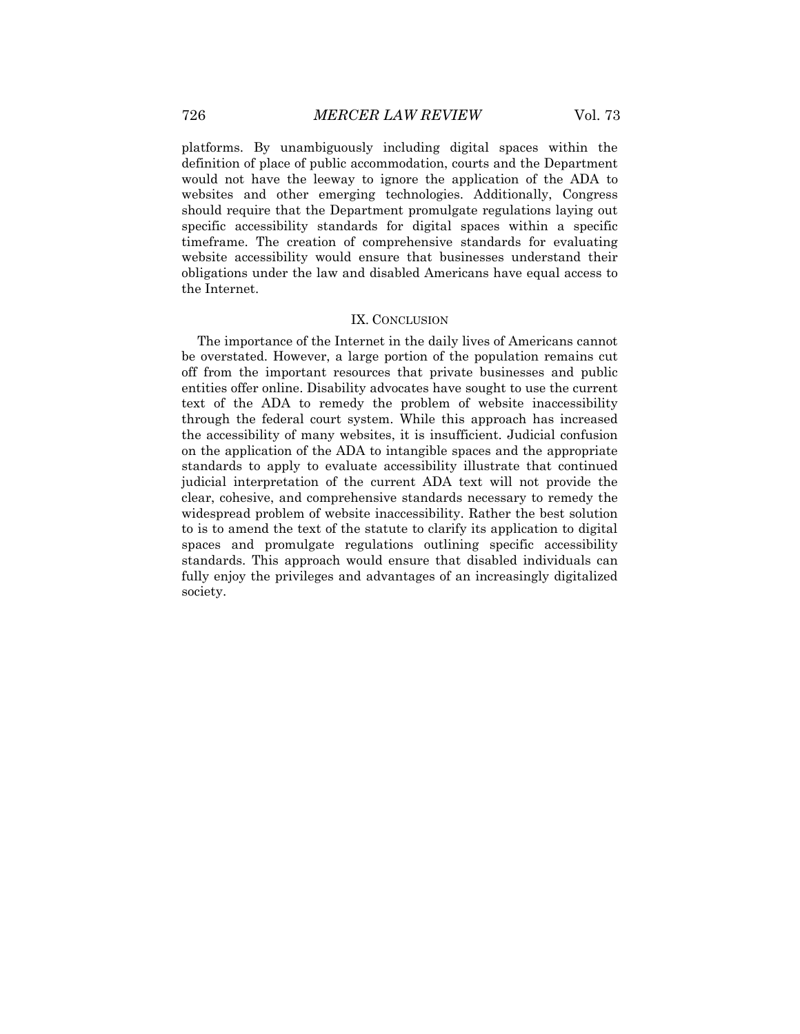platforms. By unambiguously including digital spaces within the definition of place of public accommodation, courts and the Department would not have the leeway to ignore the application of the ADA to websites and other emerging technologies. Additionally, Congress should require that the Department promulgate regulations laying out specific accessibility standards for digital spaces within a specific timeframe. The creation of comprehensive standards for evaluating website accessibility would ensure that businesses understand their obligations under the law and disabled Americans have equal access to the Internet.

## IX. Conclusion

The importance of the Internet in the daily lives of Americans cannot be overstated. However, a large portion of the population remains cut off from the important resources that private businesses and public entities offer online. Disability advocates have sought to use the current text of the ADA to remedy the problem of website inaccessibility through the federal court system. While this approach has increased the accessibility of many websites, it is insufficient. Judicial confusion on the application of the ADA to intangible spaces and the appropriate standards to apply to evaluate accessibility illustrate that continued judicial interpretation of the current ADA text will not provide the clear, cohesive, and comprehensive standards necessary to remedy the widespread problem of website inaccessibility. Rather the best solution to is to amend the text of the statute to clarify its application to digital spaces and promulgate regulations outlining specific accessibility standards. This approach would ensure that disabled individuals can fully enjoy the privileges and advantages of an increasingly digitalized society.